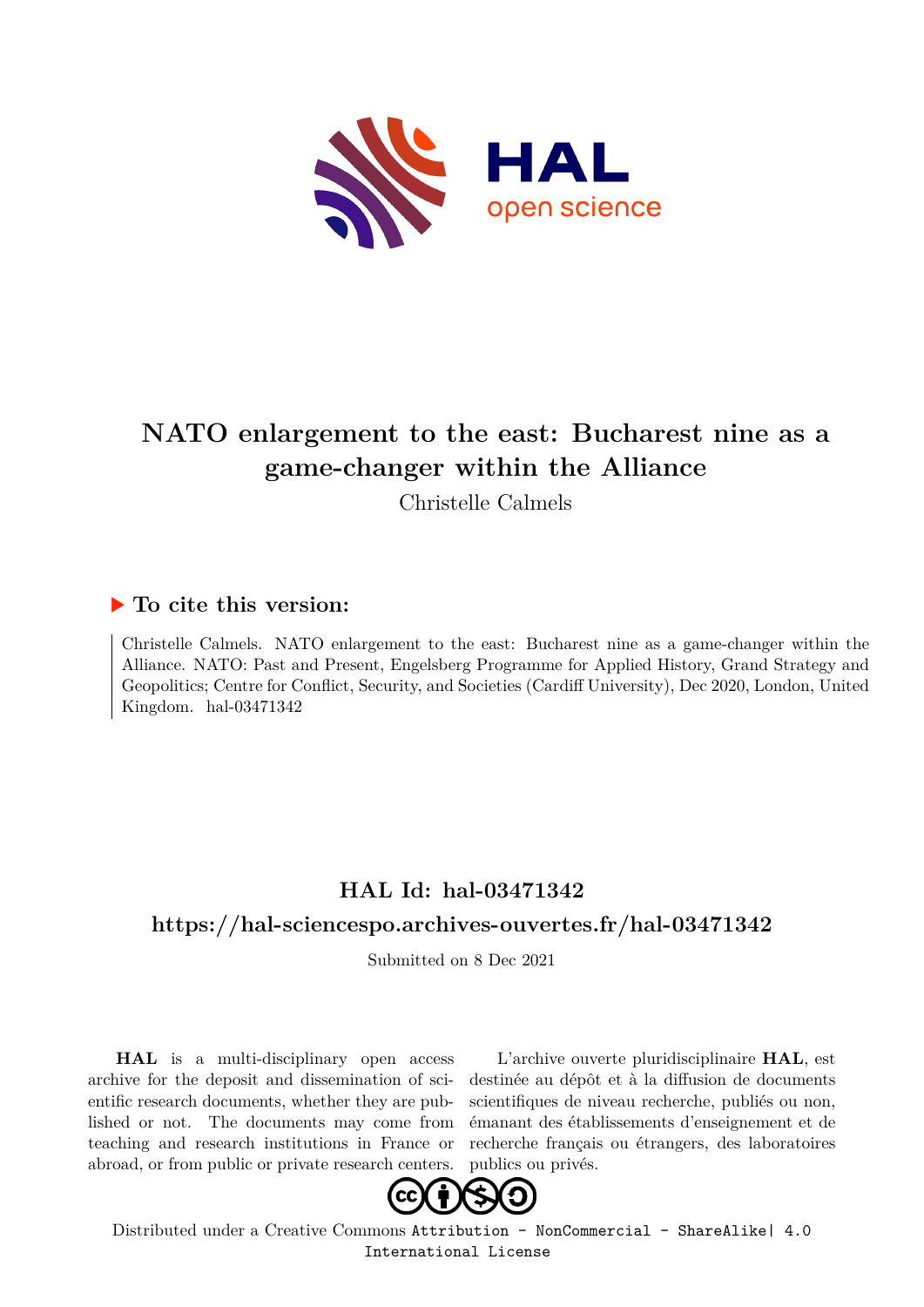# NATO enlargement to the east: Bucharest nine as a game-changer within the Alliance

Christelle Calmels

## ▶ To cite this version:

Christelle Calmels. NATO enlargement to the east: Bucharest nine as a game-changer within the Alliance. NATO: Past and Present, Engelsberg Programme for Applied History, Grand Strategy and Geopolitics; Centre for Conflict, Security, and Societies (Cardiff University), Dec 2020, London, United Kingdom. hal-03471342

## HAL Id: hal-03471342

## https://hal-sciencespo.archives-ouvertes.fr/hal-03471342

Submitted on 8 Dec 2021

**HAL** is a multi-disciplinary open access archive for the deposit and dissemination of scientific research documents, whether they are published or not. The documents may come from teaching and research institutions in France or abroad, or from public or private research centers.

L'archive ouverte pluridisciplinaire **HAL**, est destinée au dépôt et à la diffusion de documents scientifiques de niveau recherche, publiés ou non, émanant des établissements d'enseignement et de recherche français ou étrangers, des laboratoires publics ou privés.

Distributed under a Creative Commons Attribution - NonCommercial - ShareAlike| 4.0 International License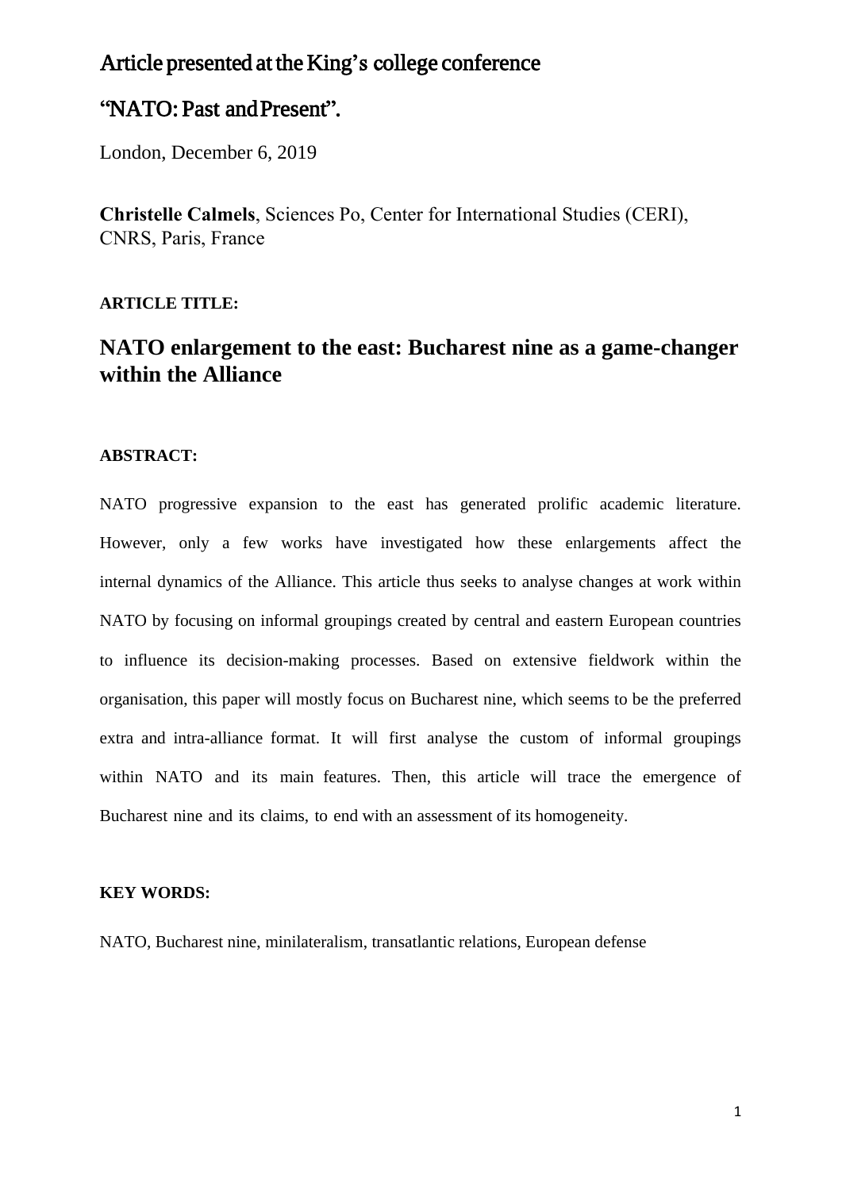Article presented at the King's college conference

"NATO: Past and Present".

London, December 6, 2019

**Christelle Calmels**, Sciences Po, Center for International Studies (CERI), CNRS, Paris, France

**ARTICLE TITLE:**

# NATO enlargement to the east: Bucharest nine as a game-changer within the Alliance

**ABSTRACT:**

NATO progressive expansion to the east has generated prolific academic literature. However, only a few works have investigated how these enlargements affect the internal dynamics of the Alliance. This article thus seeks to analyse changes at work within NATO by focusing on informal groupings created by central and eastern European countries to influence its decision-making processes. Based on extensive fieldwork within the organisation, this paper will mostly focus on Bucharest nine, which seems to be the preferred extra and intra-alliance format. It will first analyse the custom of informal groupings within NATO and its main features. Then, this article will trace the emergence of Bucharest nine and its claims, to end with an assessment of its homogeneity.

**KEY WORDS:**

NATO, Bucharest nine, minilateralism, transatlantic relations, European defense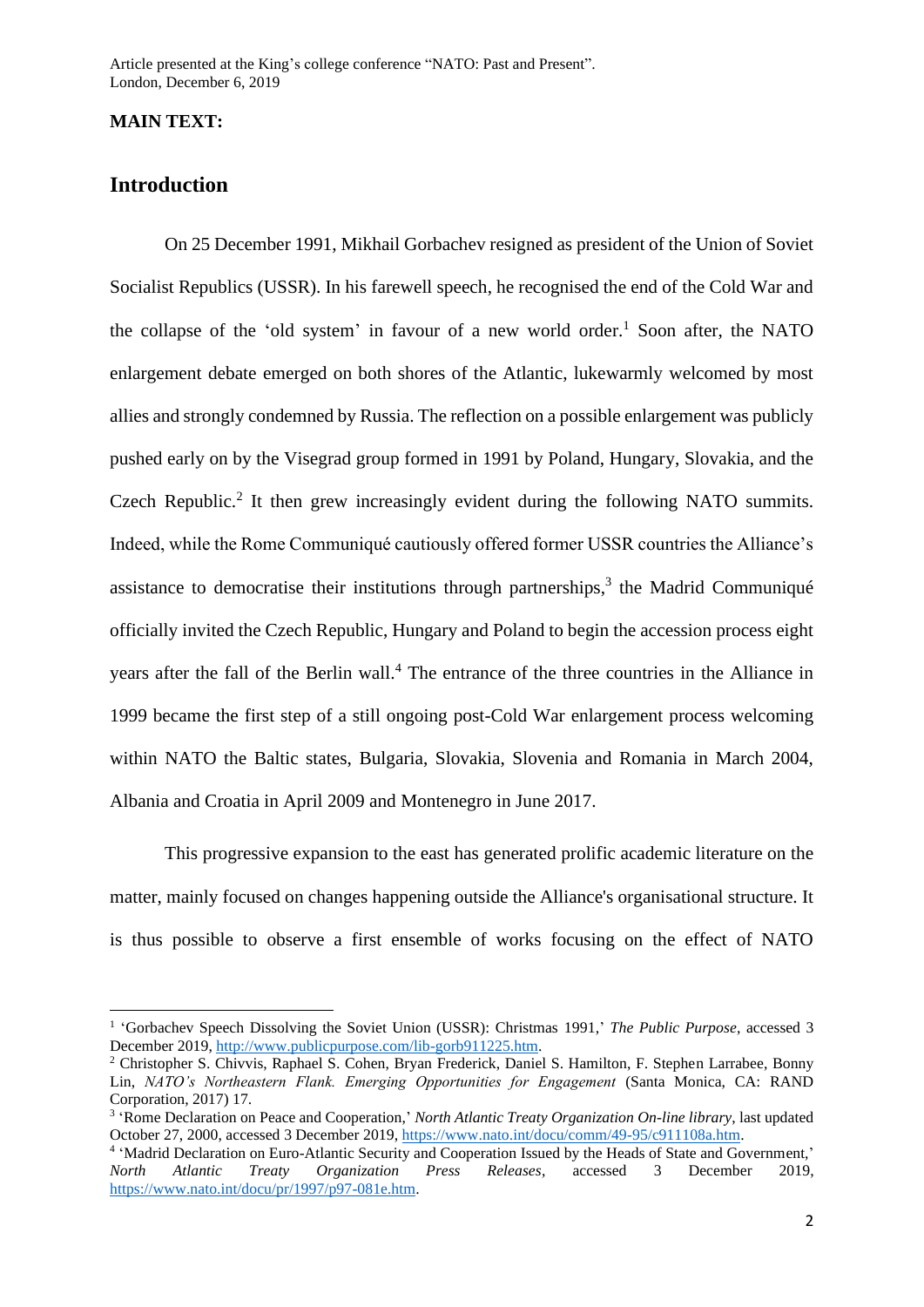Article presented at the King's college conference "NATO: Past and Present". London, December 6, 2019

**MAIN TEXT:**

## Introduction

On 25 December 1991, Mikhail Gorbachev resigned as president of the Union of Soviet Socialist Republics (USSR). In his farewell speech, he recognised the end of the Cold War and the collapse of the 'old system' in favour of a new world order.[1] Soon after, the NATO enlargement debate emerged on both shores of the Atlantic, lukewarmly welcomed by most allies and strongly condemned by Russia. The reflection on a possible enlargement was publicly pushed early on by the Visegrad group formed in 1991 by Poland, Hungary, Slovakia, and the Czech Republic.[2] It then grew increasingly evident during the following NATO summits. Indeed, while the Rome Communiqué cautiously offered former USSR countries the Alliance's assistance to democratise their institutions through partnerships,[3] the Madrid Communiqué officially invited the Czech Republic, Hungary and Poland to begin the accession process eight years after the fall of the Berlin wall.[4] The entrance of the three countries in the Alliance in 1999 became the first step of a still ongoing post-Cold War enlargement process welcoming within NATO the Baltic states, Bulgaria, Slovakia, Slovenia and Romania in March 2004, Albania and Croatia in April 2009 and Montenegro in June 2017.

This progressive expansion to the east has generated prolific academic literature on the matter, mainly focused on changes happening outside the Alliance's organisational structure. It is thus possible to observe a first ensemble of works focusing on the effect of NATO

---

[1] 'Gorbachev Speech Dissolving the Soviet Union (USSR): Christmas 1991,' *The Public Purpose*, accessed 3 December 2019, http://www.publicpurpose.com/lib-gorb911225.htm.

[2] Christopher S. Chivvis, Raphael S. Cohen, Bryan Frederick, Daniel S. Hamilton, F. Stephen Larrabee, Bonny Lin, *NATO's Northeastern Flank. Emerging Opportunities for Engagement* (Santa Monica, CA: RAND Corporation, 2017) 17.

[3] 'Rome Declaration on Peace and Cooperation,' *North Atlantic Treaty Organization On-line library*, last updated October 27, 2000, accessed 3 December 2019, https://www.nato.int/docu/comm/49-95/c911108a.htm.

[4] 'Madrid Declaration on Euro-Atlantic Security and Cooperation Issued by the Heads of State and Government,' *North Atlantic Treaty Organization Press Releases*, accessed 3 December 2019, https://www.nato.int/docu/pr/1997/p97-081e.htm.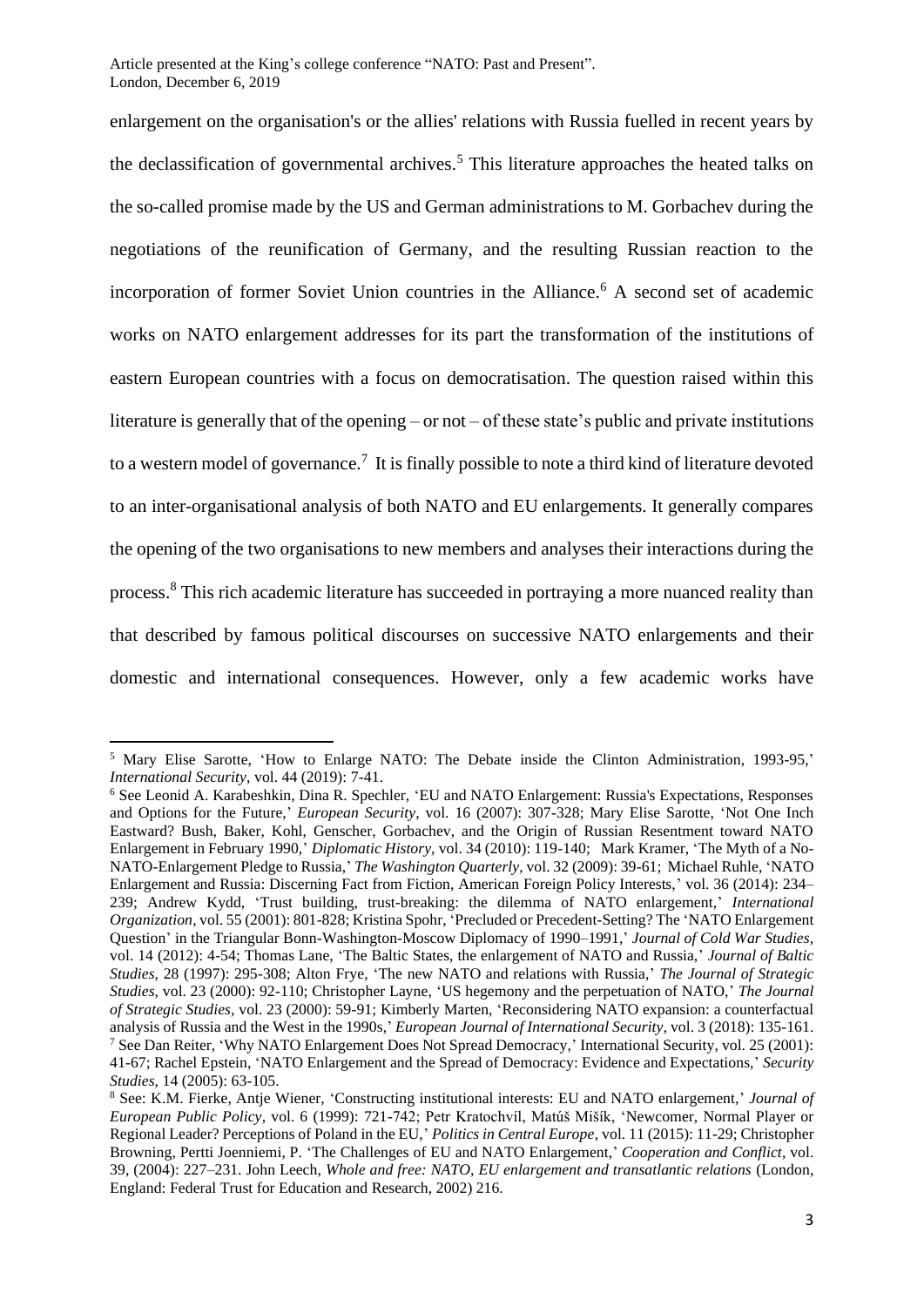enlargement on the organisation's or the allies' relations with Russia fuelled in recent years by the declassification of governmental archives.[5] This literature approaches the heated talks on the so-called promise made by the US and German administrations to M. Gorbachev during the negotiations of the reunification of Germany, and the resulting Russian reaction to the incorporation of former Soviet Union countries in the Alliance.[6] A second set of academic works on NATO enlargement addresses for its part the transformation of the institutions of eastern European countries with a focus on democratisation. The question raised within this literature is generally that of the opening – or not – of these state's public and private institutions to a western model of governance.[7] It is finally possible to note a third kind of literature devoted to an inter-organisational analysis of both NATO and EU enlargements. It generally compares the opening of the two organisations to new members and analyses their interactions during the process.[8] This rich academic literature has succeeded in portraying a more nuanced reality than that described by famous political discourses on successive NATO enlargements and their domestic and international consequences. However, only a few academic works have

---

[5] Mary Elise Sarotte, 'How to Enlarge NATO: The Debate inside the Clinton Administration, 1993-95,' *International Security*, vol. 44 (2019): 7-41.

[6] See Leonid A. Karabeshkin, Dina R. Spechler, 'EU and NATO Enlargement: Russia's Expectations, Responses and Options for the Future,' *European Security*, vol. 16 (2007): 307-328; Mary Elise Sarotte, 'Not One Inch Eastward? Bush, Baker, Kohl, Genscher, Gorbachev, and the Origin of Russian Resentment toward NATO Enlargement in February 1990,' *Diplomatic History*, vol. 34 (2010): 119-140; Mark Kramer, 'The Myth of a No-NATO-Enlargement Pledge to Russia,' *The Washington Quarterly*, vol. 32 (2009): 39-61; Michael Ruhle, 'NATO Enlargement and Russia: Discerning Fact from Fiction, American Foreign Policy Interests,' vol. 36 (2014): 234–239; Andrew Kydd, 'Trust building, trust-breaking: the dilemma of NATO enlargement,' *International Organization*, vol. 55 (2001): 801-828; Kristina Spohr, 'Precluded or Precedent-Setting? The 'NATO Enlargement Question' in the Triangular Bonn-Washington-Moscow Diplomacy of 1990–1991,' *Journal of Cold War Studies*, vol. 14 (2012): 4-54; Thomas Lane, 'The Baltic States, the enlargement of NATO and Russia,' *Journal of Baltic Studies*, 28 (1997): 295-308; Alton Frye, 'The new NATO and relations with Russia,' *The Journal of Strategic Studies*, vol. 23 (2000): 92-110; Christopher Layne, 'US hegemony and the perpetuation of NATO,' *The Journal of Strategic Studies*, vol. 23 (2000): 59-91; Kimberly Marten, 'Reconsidering NATO expansion: a counterfactual analysis of Russia and the West in the 1990s,' *European Journal of International Security*, vol. 3 (2018): 135-161.

[7] See Dan Reiter, 'Why NATO Enlargement Does Not Spread Democracy,' International Security, vol. 25 (2001): 41-67; Rachel Epstein, 'NATO Enlargement and the Spread of Democracy: Evidence and Expectations,' *Security Studies*, 14 (2005): 63-105.

[8] See: K.M. Fierke, Antje Wiener, 'Constructing institutional interests: EU and NATO enlargement,' *Journal of European Public Policy*, vol. 6 (1999): 721-742; Petr Kratochvíl, Matúš Mišík, 'Newcomer, Normal Player or Regional Leader? Perceptions of Poland in the EU,' *Politics in Central Europe*, vol. 11 (2015): 11-29; Christopher Browning, Pertti Joenniemi, P. 'The Challenges of EU and NATO Enlargement,' *Cooperation and Conflict*, vol. 39, (2004): 227–231. John Leech, *Whole and free: NATO, EU enlargement and transatlantic relations* (London, England: Federal Trust for Education and Research, 2002) 216.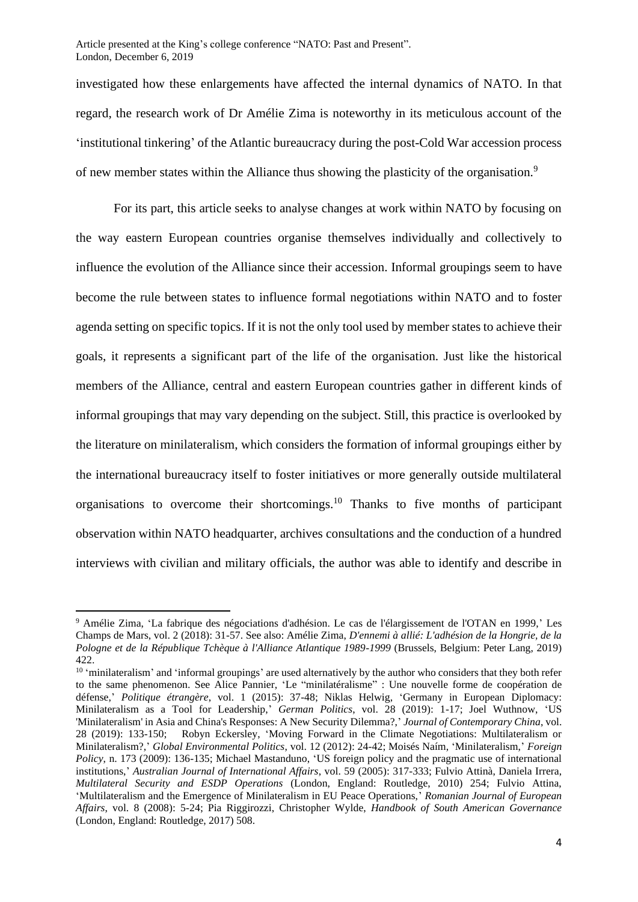investigated how these enlargements have affected the internal dynamics of NATO. In that regard, the research work of Dr Amélie Zima is noteworthy in its meticulous account of the 'institutional tinkering' of the Atlantic bureaucracy during the post-Cold War accession process of new member states within the Alliance thus showing the plasticity of the organisation.[9]

For its part, this article seeks to analyse changes at work within NATO by focusing on the way eastern European countries organise themselves individually and collectively to influence the evolution of the Alliance since their accession. Informal groupings seem to have become the rule between states to influence formal negotiations within NATO and to foster agenda setting on specific topics. If it is not the only tool used by member states to achieve their goals, it represents a significant part of the life of the organisation. Just like the historical members of the Alliance, central and eastern European countries gather in different kinds of informal groupings that may vary depending on the subject. Still, this practice is overlooked by the literature on minilateralism, which considers the formation of informal groupings either by the international bureaucracy itself to foster initiatives or more generally outside multilateral organisations to overcome their shortcomings.[10] Thanks to five months of participant observation within NATO headquarter, archives consultations and the conduction of a hundred interviews with civilian and military officials, the author was able to identify and describe in

---

[9] Amélie Zima, 'La fabrique des négociations d'adhésion. Le cas de l'élargissement de l'OTAN en 1999,' Les Champs de Mars, vol. 2 (2018): 31-57. See also: Amélie Zima, *D'ennemi à allié: L'adhésion de la Hongrie, de la Pologne et de la République Tchèque à l'Alliance Atlantique 1989-1999* (Brussels, Belgium: Peter Lang, 2019) 422.

[10] 'minilateralism' and 'informal groupings' are used alternatively by the author who considers that they both refer to the same phenomenon. See Alice Pannier, 'Le "minilatéralisme" : Une nouvelle forme de coopération de défense,' *Politique étrangère*, vol. 1 (2015): 37-48; Niklas Helwig, 'Germany in European Diplomacy: Minilateralism as a Tool for Leadership,' *German Politics*, vol. 28 (2019): 1-17; Joel Wuthnow, 'US 'Minilateralism' in Asia and China's Responses: A New Security Dilemma?,' *Journal of Contemporary China*, vol. 28 (2019): 133-150; Robyn Eckersley, 'Moving Forward in the Climate Negotiations: Multilateralism or Minilateralism?,' *Global Environmental Politics*, vol. 12 (2012): 24-42; Moisés Naím, 'Minilateralism,' *Foreign Policy*, n. 173 (2009): 136-135; Michael Mastanduno, 'US foreign policy and the pragmatic use of international institutions,' *Australian Journal of International Affairs*, vol. 59 (2005): 317-333; Fulvio Attinà, Daniela Irrera, *Multilateral Security and ESDP Operations* (London, England: Routledge, 2010) 254; Fulvio Attina, 'Multilateralism and the Emergence of Minilateralism in EU Peace Operations,' *Romanian Journal of European Affairs*, vol. 8 (2008): 5-24; Pia Riggirozzi, Christopher Wylde, *Handbook of South American Governance* (London, England: Routledge, 2017) 508.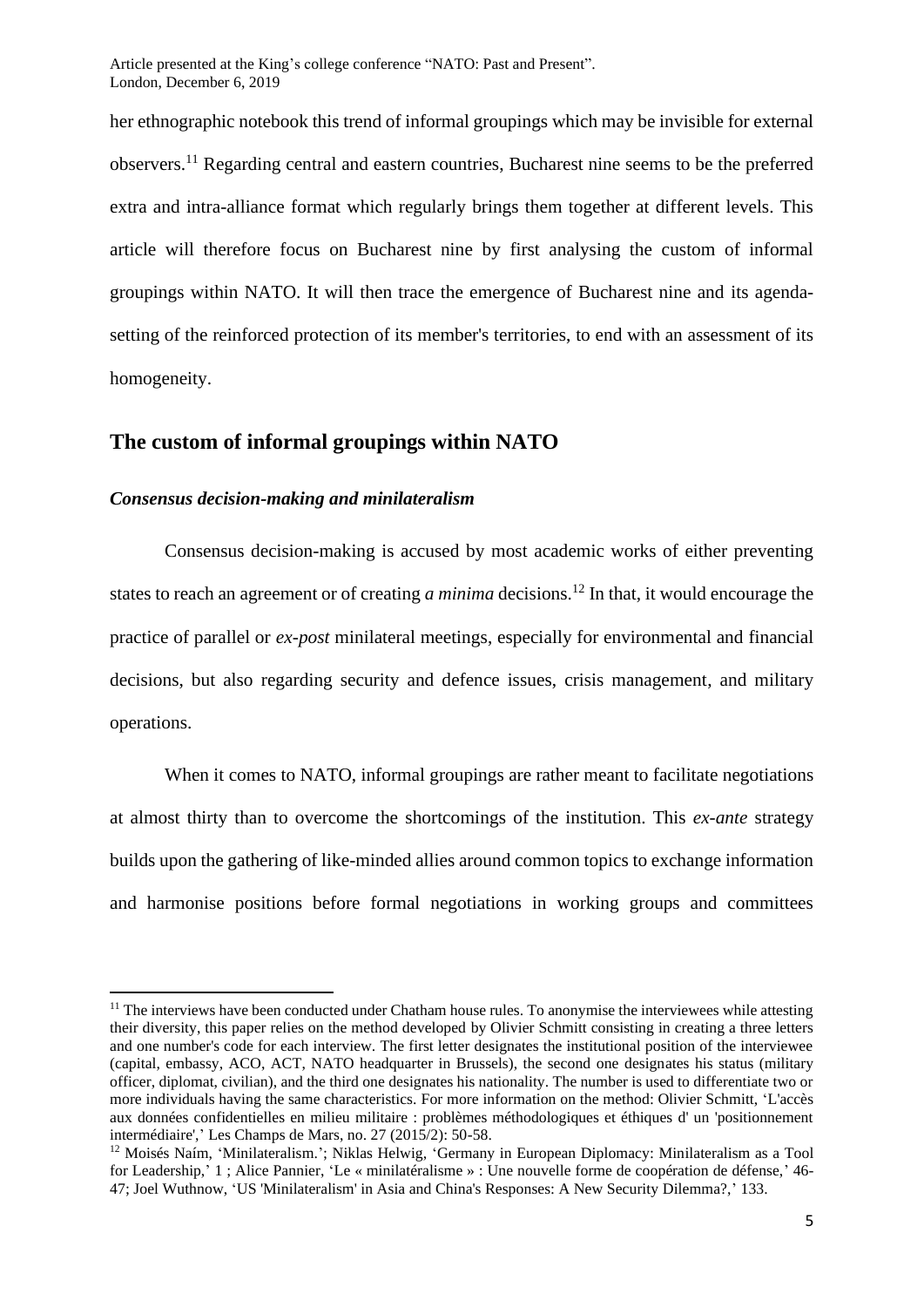her ethnographic notebook this trend of informal groupings which may be invisible for external observers.[11] Regarding central and eastern countries, Bucharest nine seems to be the preferred extra and intra-alliance format which regularly brings them together at different levels. This article will therefore focus on Bucharest nine by first analysing the custom of informal groupings within NATO. It will then trace the emergence of Bucharest nine and its agenda-setting of the reinforced protection of its member's territories, to end with an assessment of its homogeneity.

## The custom of informal groupings within NATO

### *Consensus decision-making and minilateralism*

Consensus decision-making is accused by most academic works of either preventing states to reach an agreement or of creating *a minima* decisions.[12] In that, it would encourage the practice of parallel or *ex-post* minilateral meetings, especially for environmental and financial decisions, but also regarding security and defence issues, crisis management, and military operations.

When it comes to NATO, informal groupings are rather meant to facilitate negotiations at almost thirty than to overcome the shortcomings of the institution. This *ex-ante* strategy builds upon the gathering of like-minded allies around common topics to exchange information and harmonise positions before formal negotiations in working groups and committees

---

[11] The interviews have been conducted under Chatham house rules. To anonymise the interviewees while attesting their diversity, this paper relies on the method developed by Olivier Schmitt consisting in creating a three letters and one number's code for each interview. The first letter designates the institutional position of the interviewee (capital, embassy, ACO, ACT, NATO headquarter in Brussels), the second one designates his status (military officer, diplomat, civilian), and the third one designates his nationality. The number is used to differentiate two or more individuals having the same characteristics. For more information on the method: Olivier Schmitt, 'L'accès aux données confidentielles en milieu militaire : problèmes méthodologiques et éthiques d' un 'positionnement intermédiaire',' Les Champs de Mars, no. 27 (2015/2): 50-58.

[12] Moisés Naím, 'Minilateralism.'; Niklas Helwig, 'Germany in European Diplomacy: Minilateralism as a Tool for Leadership,' 1 ; Alice Pannier, 'Le « minilatéralisme » : Une nouvelle forme de coopération de défense,' 46-47; Joel Wuthnow, 'US 'Minilateralism' in Asia and China's Responses: A New Security Dilemma?,' 133.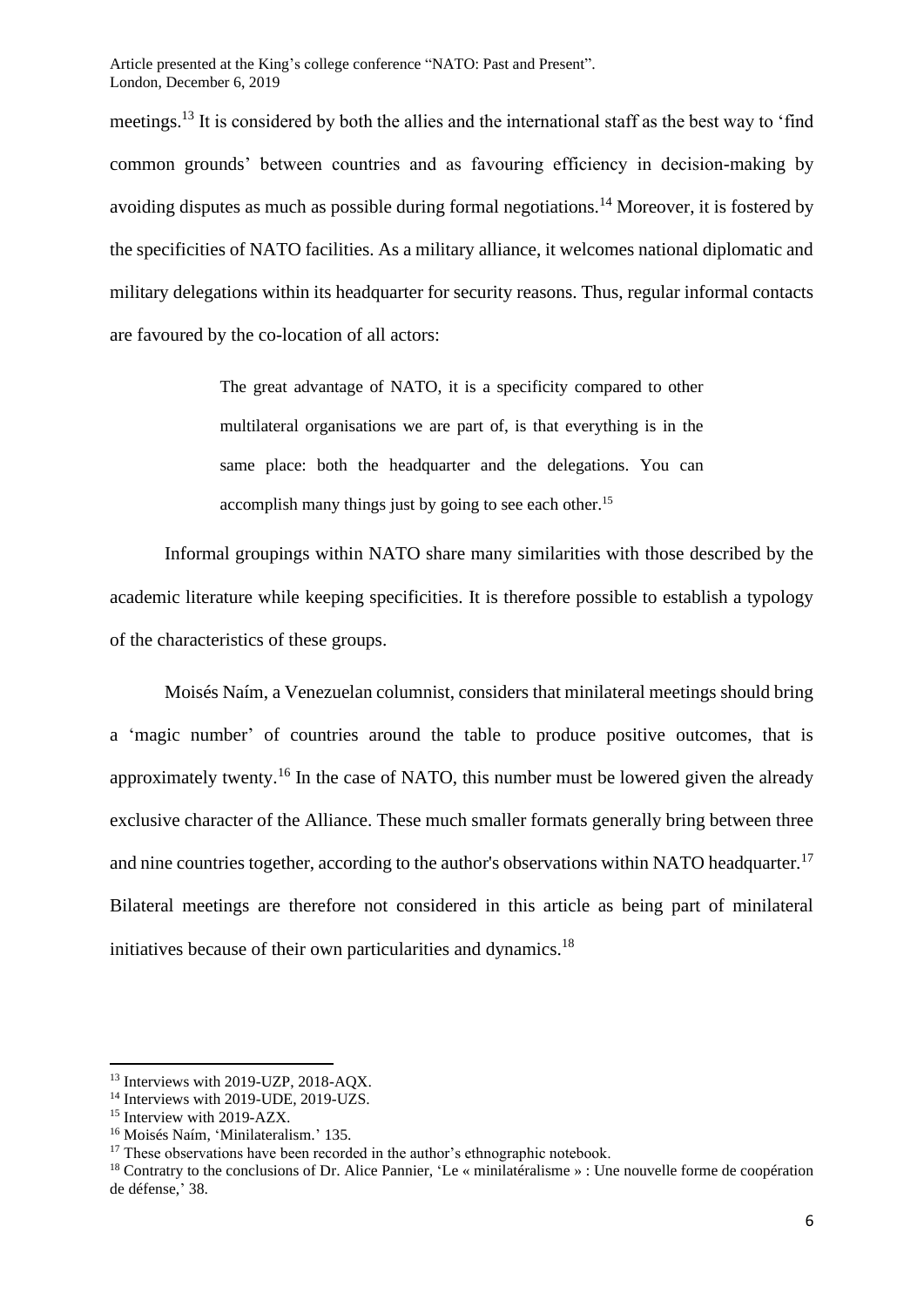meetings.[13] It is considered by both the allies and the international staff as the best way to 'find common grounds' between countries and as favouring efficiency in decision-making by avoiding disputes as much as possible during formal negotiations.[14] Moreover, it is fostered by the specificities of NATO facilities. As a military alliance, it welcomes national diplomatic and military delegations within its headquarter for security reasons. Thus, regular informal contacts are favoured by the co-location of all actors:

> The great advantage of NATO, it is a specificity compared to other multilateral organisations we are part of, is that everything is in the same place: both the headquarter and the delegations. You can accomplish many things just by going to see each other.[15]

Informal groupings within NATO share many similarities with those described by the academic literature while keeping specificities. It is therefore possible to establish a typology of the characteristics of these groups.

Moisés Naím, a Venezuelan columnist, considers that minilateral meetings should bring a 'magic number' of countries around the table to produce positive outcomes, that is approximately twenty.[16] In the case of NATO, this number must be lowered given the already exclusive character of the Alliance. These much smaller formats generally bring between three and nine countries together, according to the author's observations within NATO headquarter.[17] Bilateral meetings are therefore not considered in this article as being part of minilateral initiatives because of their own particularities and dynamics.[18]

---

[13] Interviews with 2019-UZP, 2018-AQX.
[14] Interviews with 2019-UDE, 2019-UZS.
[15] Interview with 2019-AZX.
[16] Moisés Naím, 'Minilateralism.' 135.
[17] These observations have been recorded in the author's ethnographic notebook.
[18] Contratry to the conclusions of Dr. Alice Pannier, 'Le « minilatéralisme » : Une nouvelle forme de coopération de défense,' 38.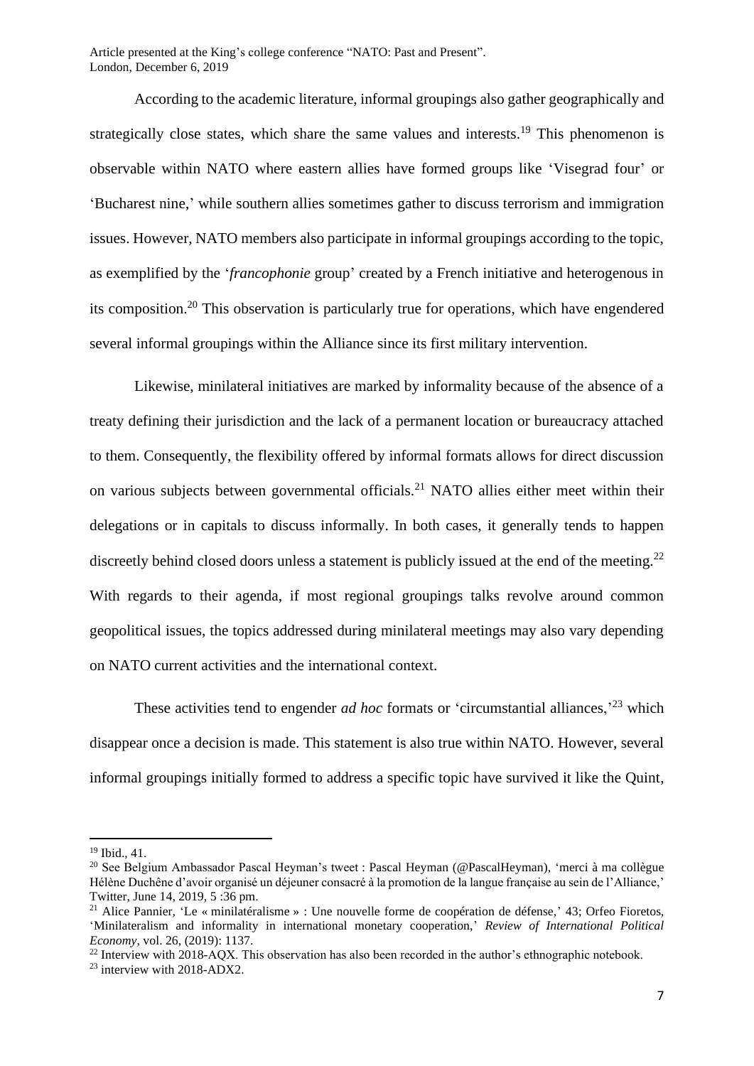According to the academic literature, informal groupings also gather geographically and strategically close states, which share the same values and interests.[19] This phenomenon is observable within NATO where eastern allies have formed groups like 'Visegrad four' or 'Bucharest nine,' while southern allies sometimes gather to discuss terrorism and immigration issues. However, NATO members also participate in informal groupings according to the topic, as exemplified by the '*francophonie* group' created by a French initiative and heterogenous in its composition.[20] This observation is particularly true for operations, which have engendered several informal groupings within the Alliance since its first military intervention.

Likewise, minilateral initiatives are marked by informality because of the absence of a treaty defining their jurisdiction and the lack of a permanent location or bureaucracy attached to them. Consequently, the flexibility offered by informal formats allows for direct discussion on various subjects between governmental officials.[21] NATO allies either meet within their delegations or in capitals to discuss informally. In both cases, it generally tends to happen discreetly behind closed doors unless a statement is publicly issued at the end of the meeting.[22] With regards to their agenda, if most regional groupings talks revolve around common geopolitical issues, the topics addressed during minilateral meetings may also vary depending on NATO current activities and the international context.

These activities tend to engender *ad hoc* formats or 'circumstantial alliances,'[23] which disappear once a decision is made. This statement is also true within NATO. However, several informal groupings initially formed to address a specific topic have survived it like the Quint,

---

[19] Ibid., 41.

[20] See Belgium Ambassador Pascal Heyman's tweet : Pascal Heyman (@PascalHeyman), 'merci à ma collègue Hélène Duchêne d'avoir organisé un déjeuner consacré à la promotion de la langue française au sein de l'Alliance,' Twitter, June 14, 2019, 5 :36 pm.

[21] Alice Pannier, 'Le « minilatéralisme » : Une nouvelle forme de coopération de défense,' 43; Orfeo Fioretos, 'Minilateralism and informality in international monetary cooperation,' *Review of International Political Economy*, vol. 26, (2019): 1137.

[22] Interview with 2018-AQX. This observation has also been recorded in the author's ethnographic notebook.

[23] interview with 2018-ADX2.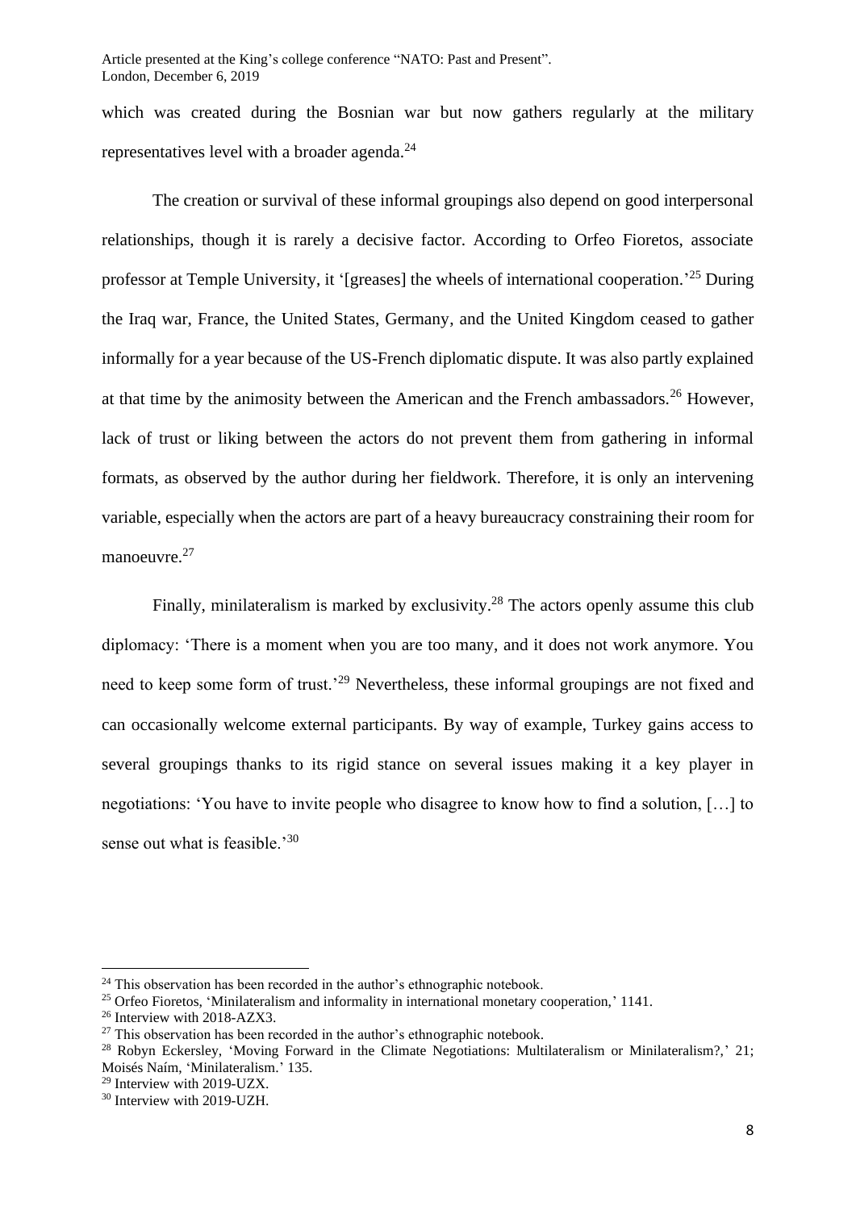which was created during the Bosnian war but now gathers regularly at the military representatives level with a broader agenda.[24]

The creation or survival of these informal groupings also depend on good interpersonal relationships, though it is rarely a decisive factor. According to Orfeo Fioretos, associate professor at Temple University, it '[greases] the wheels of international cooperation.'[25] During the Iraq war, France, the United States, Germany, and the United Kingdom ceased to gather informally for a year because of the US-French diplomatic dispute. It was also partly explained at that time by the animosity between the American and the French ambassadors.[26] However, lack of trust or liking between the actors do not prevent them from gathering in informal formats, as observed by the author during her fieldwork. Therefore, it is only an intervening variable, especially when the actors are part of a heavy bureaucracy constraining their room for manoeuvre.[27]

Finally, minilateralism is marked by exclusivity.[28] The actors openly assume this club diplomacy: 'There is a moment when you are too many, and it does not work anymore. You need to keep some form of trust.'[29] Nevertheless, these informal groupings are not fixed and can occasionally welcome external participants. By way of example, Turkey gains access to several groupings thanks to its rigid stance on several issues making it a key player in negotiations: 'You have to invite people who disagree to know how to find a solution, […] to sense out what is feasible.'[30]

---

[24] This observation has been recorded in the author's ethnographic notebook.

[25] Orfeo Fioretos, 'Minilateralism and informality in international monetary cooperation,' 1141.

[26] Interview with 2018-AZX3.

[27] This observation has been recorded in the author's ethnographic notebook.

[28] Robyn Eckersley, 'Moving Forward in the Climate Negotiations: Multilateralism or Minilateralism?,' 21; Moisés Naím, 'Minilateralism.' 135.

[29] Interview with 2019-UZX.

[30] Interview with 2019-UZH.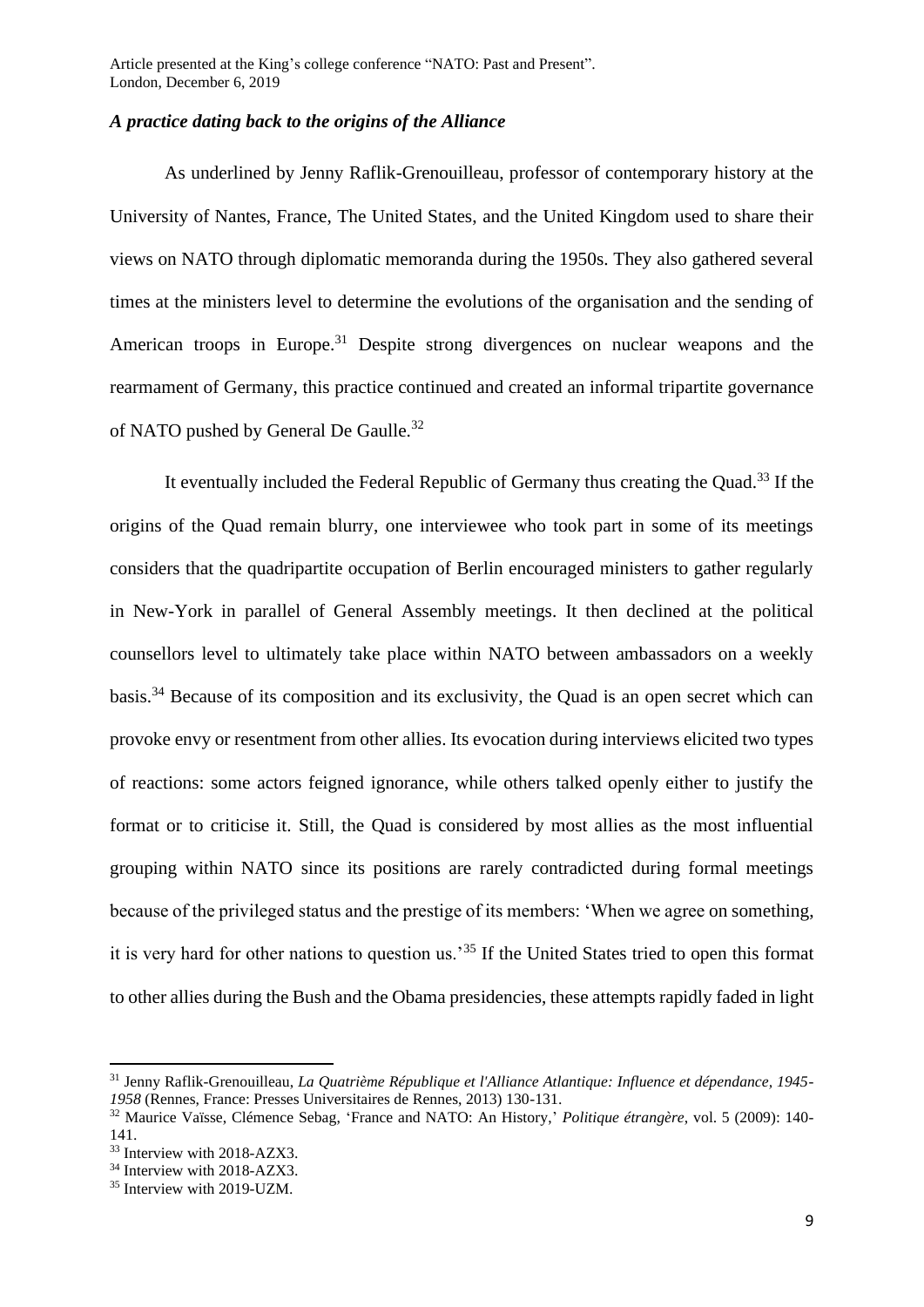### *A practice dating back to the origins of the Alliance*

As underlined by Jenny Raflik-Grenouilleau, professor of contemporary history at the University of Nantes, France, The United States, and the United Kingdom used to share their views on NATO through diplomatic memoranda during the 1950s. They also gathered several times at the ministers level to determine the evolutions of the organisation and the sending of American troops in Europe.[31] Despite strong divergences on nuclear weapons and the rearmament of Germany, this practice continued and created an informal tripartite governance of NATO pushed by General De Gaulle.[32]

It eventually included the Federal Republic of Germany thus creating the Quad.[33] If the origins of the Quad remain blurry, one interviewee who took part in some of its meetings considers that the quadripartite occupation of Berlin encouraged ministers to gather regularly in New-York in parallel of General Assembly meetings. It then declined at the political counsellors level to ultimately take place within NATO between ambassadors on a weekly basis.[34] Because of its composition and its exclusivity, the Quad is an open secret which can provoke envy or resentment from other allies. Its evocation during interviews elicited two types of reactions: some actors feigned ignorance, while others talked openly either to justify the format or to criticise it. Still, the Quad is considered by most allies as the most influential grouping within NATO since its positions are rarely contradicted during formal meetings because of the privileged status and the prestige of its members: 'When we agree on something, it is very hard for other nations to question us.'[35] If the United States tried to open this format to other allies during the Bush and the Obama presidencies, these attempts rapidly faded in light

---

[31] Jenny Raflik-Grenouilleau, *La Quatrième République et l'Alliance Atlantique: Influence et dépendance, 1945-1958* (Rennes, France: Presses Universitaires de Rennes, 2013) 130-131.

[32] Maurice Vaïsse, Clémence Sebag, 'France and NATO: An History,' *Politique étrangère*, vol. 5 (2009): 140-141.

[33] Interview with 2018-AZX3.

[34] Interview with 2018-AZX3.

[35] Interview with 2019-UZM.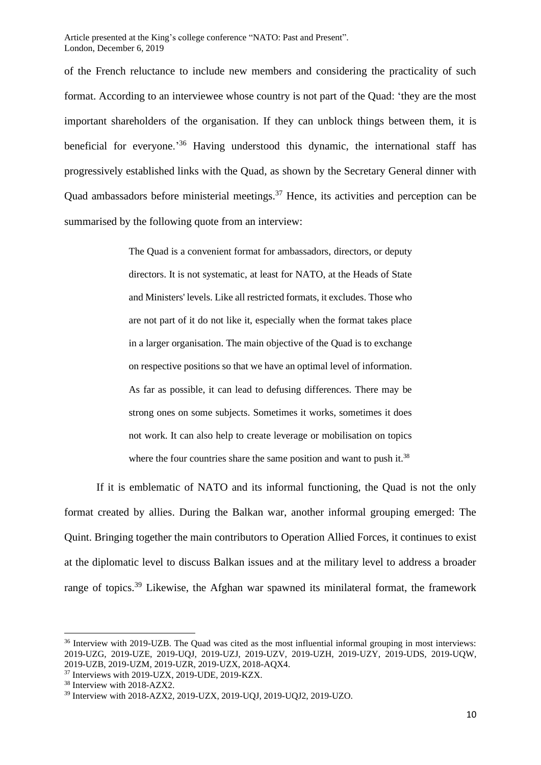of the French reluctance to include new members and considering the practicality of such format. According to an interviewee whose country is not part of the Quad: 'they are the most important shareholders of the organisation. If they can unblock things between them, it is beneficial for everyone.'[36] Having understood this dynamic, the international staff has progressively established links with the Quad, as shown by the Secretary General dinner with Quad ambassadors before ministerial meetings.[37] Hence, its activities and perception can be summarised by the following quote from an interview:

> The Quad is a convenient format for ambassadors, directors, or deputy directors. It is not systematic, at least for NATO, at the Heads of State and Ministers' levels. Like all restricted formats, it excludes. Those who are not part of it do not like it, especially when the format takes place in a larger organisation. The main objective of the Quad is to exchange on respective positions so that we have an optimal level of information. As far as possible, it can lead to defusing differences. There may be strong ones on some subjects. Sometimes it works, sometimes it does not work. It can also help to create leverage or mobilisation on topics where the four countries share the same position and want to push it.[38]

If it is emblematic of NATO and its informal functioning, the Quad is not the only format created by allies. During the Balkan war, another informal grouping emerged: The Quint. Bringing together the main contributors to Operation Allied Forces, it continues to exist at the diplomatic level to discuss Balkan issues and at the military level to address a broader range of topics.[39] Likewise, the Afghan war spawned its minilateral format, the framework

---

[36] Interview with 2019-UZB. The Quad was cited as the most influential informal grouping in most interviews: 2019-UZG, 2019-UZE, 2019-UQJ, 2019-UZJ, 2019-UZV, 2019-UZH, 2019-UZY, 2019-UDS, 2019-UQW, 2019-UZB, 2019-UZM, 2019-UZR, 2019-UZX, 2018-AQX4.

[37] Interviews with 2019-UZX, 2019-UDE, 2019-KZX.

[38] Interview with 2018-AZX2.

[39] Interview with 2018-AZX2, 2019-UZX, 2019-UQJ, 2019-UQJ2, 2019-UZO.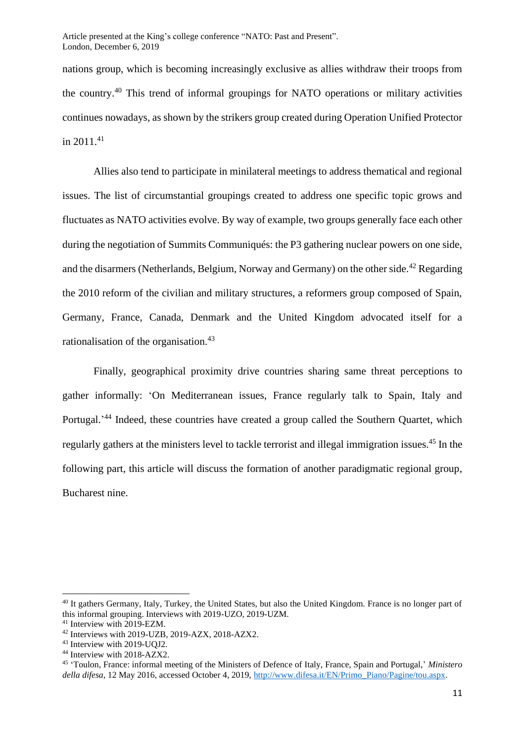nations group, which is becoming increasingly exclusive as allies withdraw their troops from the country.[40] This trend of informal groupings for NATO operations or military activities continues nowadays, as shown by the strikers group created during Operation Unified Protector in 2011.[41]

Allies also tend to participate in minilateral meetings to address thematical and regional issues. The list of circumstantial groupings created to address one specific topic grows and fluctuates as NATO activities evolve. By way of example, two groups generally face each other during the negotiation of Summits Communiqués: the P3 gathering nuclear powers on one side, and the disarmers (Netherlands, Belgium, Norway and Germany) on the other side.[42] Regarding the 2010 reform of the civilian and military structures, a reformers group composed of Spain, Germany, France, Canada, Denmark and the United Kingdom advocated itself for a rationalisation of the organisation.[43]

Finally, geographical proximity drive countries sharing same threat perceptions to gather informally: 'On Mediterranean issues, France regularly talk to Spain, Italy and Portugal.'[44] Indeed, these countries have created a group called the Southern Quartet, which regularly gathers at the ministers level to tackle terrorist and illegal immigration issues.[45] In the following part, this article will discuss the formation of another paradigmatic regional group, Bucharest nine.

---

[40] It gathers Germany, Italy, Turkey, the United States, but also the United Kingdom. France is no longer part of this informal grouping. Interviews with 2019-UZO, 2019-UZM.

[41] Interview with 2019-EZM.

[42] Interviews with 2019-UZB, 2019-AZX, 2018-AZX2.

[43] Interview with 2019-UQJ2.

[44] Interview with 2018-AZX2.

[45] 'Toulon, France: informal meeting of the Ministers of Defence of Italy, France, Spain and Portugal,' *Ministero della difesa*, 12 May 2016, accessed October 4, 2019, http://www.difesa.it/EN/Primo_Piano/Pagine/tou.aspx.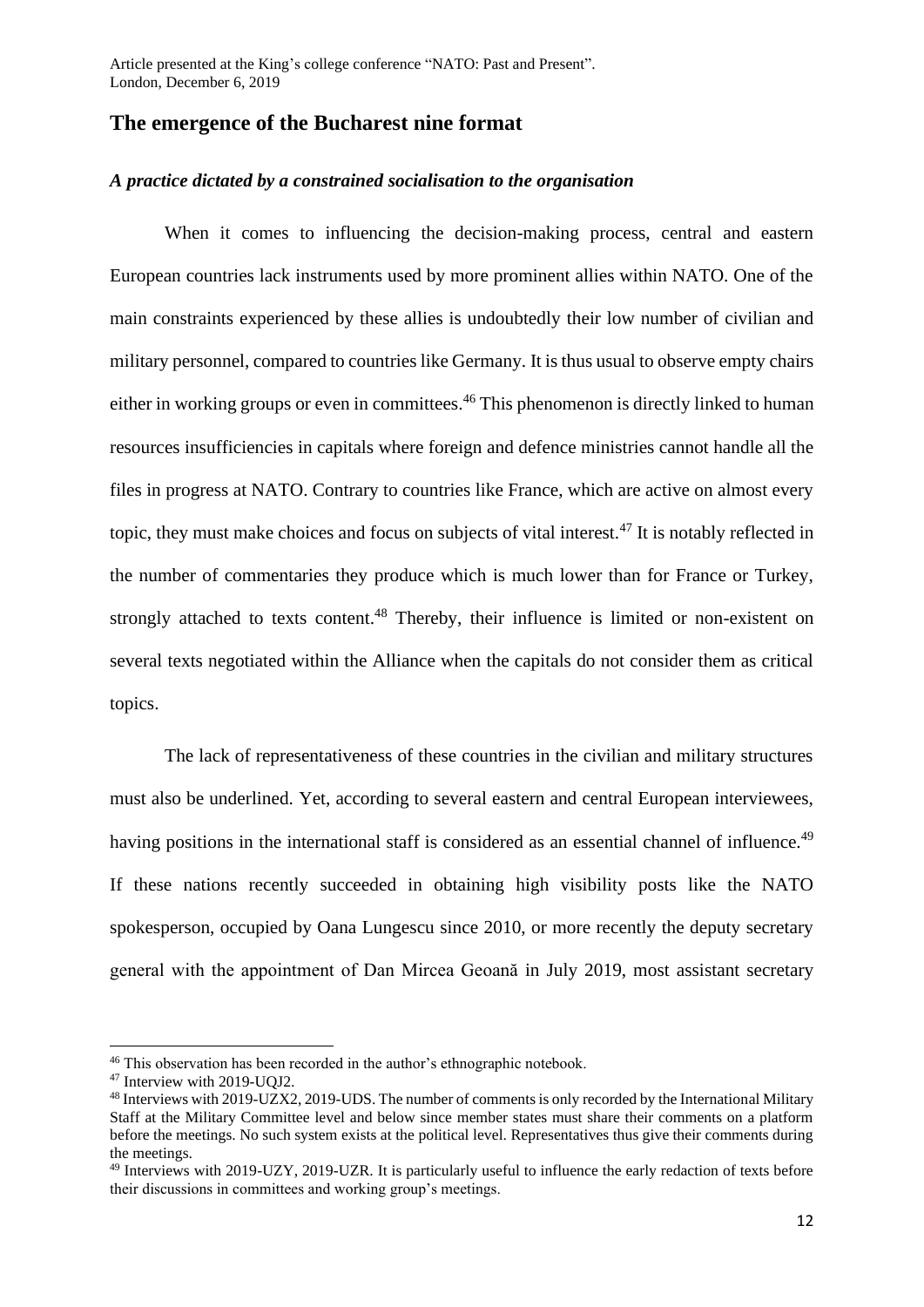## The emergence of the Bucharest nine format

### *A practice dictated by a constrained socialisation to the organisation*

When it comes to influencing the decision-making process, central and eastern European countries lack instruments used by more prominent allies within NATO. One of the main constraints experienced by these allies is undoubtedly their low number of civilian and military personnel, compared to countries like Germany. It is thus usual to observe empty chairs either in working groups or even in committees.[46] This phenomenon is directly linked to human resources insufficiencies in capitals where foreign and defence ministries cannot handle all the files in progress at NATO. Contrary to countries like France, which are active on almost every topic, they must make choices and focus on subjects of vital interest.[47] It is notably reflected in the number of commentaries they produce which is much lower than for France or Turkey, strongly attached to texts content.[48] Thereby, their influence is limited or non-existent on several texts negotiated within the Alliance when the capitals do not consider them as critical topics.

The lack of representativeness of these countries in the civilian and military structures must also be underlined. Yet, according to several eastern and central European interviewees, having positions in the international staff is considered as an essential channel of influence.[49] If these nations recently succeeded in obtaining high visibility posts like the NATO spokesperson, occupied by Oana Lungescu since 2010, or more recently the deputy secretary general with the appointment of Dan Mircea Geoană in July 2019, most assistant secretary

---

[46] This observation has been recorded in the author's ethnographic notebook.

[47] Interview with 2019-UQJ2.

[48] Interviews with 2019-UZX2, 2019-UDS. The number of comments is only recorded by the International Military Staff at the Military Committee level and below since member states must share their comments on a platform before the meetings. No such system exists at the political level. Representatives thus give their comments during the meetings.

[49] Interviews with 2019-UZY, 2019-UZR. It is particularly useful to influence the early redaction of texts before their discussions in committees and working group's meetings.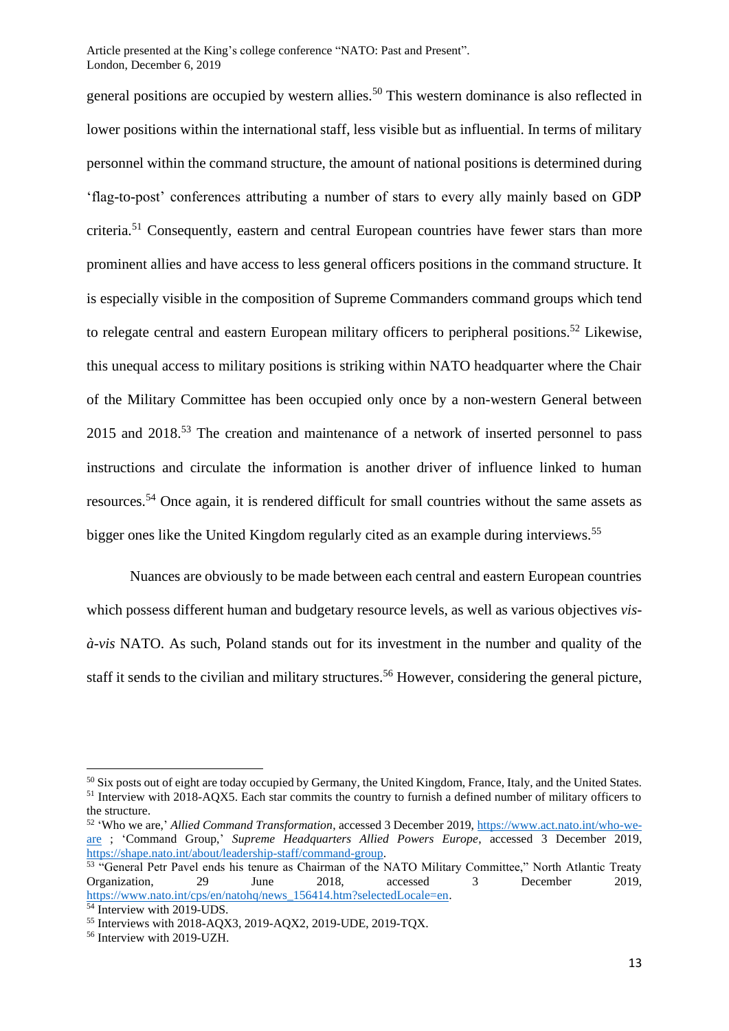general positions are occupied by western allies.[50] This western dominance is also reflected in lower positions within the international staff, less visible but as influential. In terms of military personnel within the command structure, the amount of national positions is determined during 'flag-to-post' conferences attributing a number of stars to every ally mainly based on GDP criteria.[51] Consequently, eastern and central European countries have fewer stars than more prominent allies and have access to less general officers positions in the command structure. It is especially visible in the composition of Supreme Commanders command groups which tend to relegate central and eastern European military officers to peripheral positions.[52] Likewise, this unequal access to military positions is striking within NATO headquarter where the Chair of the Military Committee has been occupied only once by a non-western General between 2015 and 2018.[53] The creation and maintenance of a network of inserted personnel to pass instructions and circulate the information is another driver of influence linked to human resources.[54] Once again, it is rendered difficult for small countries without the same assets as bigger ones like the United Kingdom regularly cited as an example during interviews.[55]

Nuances are obviously to be made between each central and eastern European countries which possess different human and budgetary resource levels, as well as various objectives *vis-à-vis* NATO. As such, Poland stands out for its investment in the number and quality of the staff it sends to the civilian and military structures.[56] However, considering the general picture,

---

[50] Six posts out of eight are today occupied by Germany, the United Kingdom, France, Italy, and the United States.

[51] Interview with 2018-AQX5. Each star commits the country to furnish a defined number of military officers to the structure.

[52] 'Who we are,' *Allied Command Transformation*, accessed 3 December 2019, https://www.act.nato.int/who-we-are ; 'Command Group,' *Supreme Headquarters Allied Powers Europe*, accessed 3 December 2019, https://shape.nato.int/about/leadership-staff/command-group.

[53] "General Petr Pavel ends his tenure as Chairman of the NATO Military Committee," North Atlantic Treaty Organization, 29 June 2018, accessed 3 December 2019, https://www.nato.int/cps/en/natohq/news_156414.htm?selectedLocale=en.

[54] Interview with 2019-UDS.

[55] Interviews with 2018-AQX3, 2019-AQX2, 2019-UDE, 2019-TQX.

[56] Interview with 2019-UZH.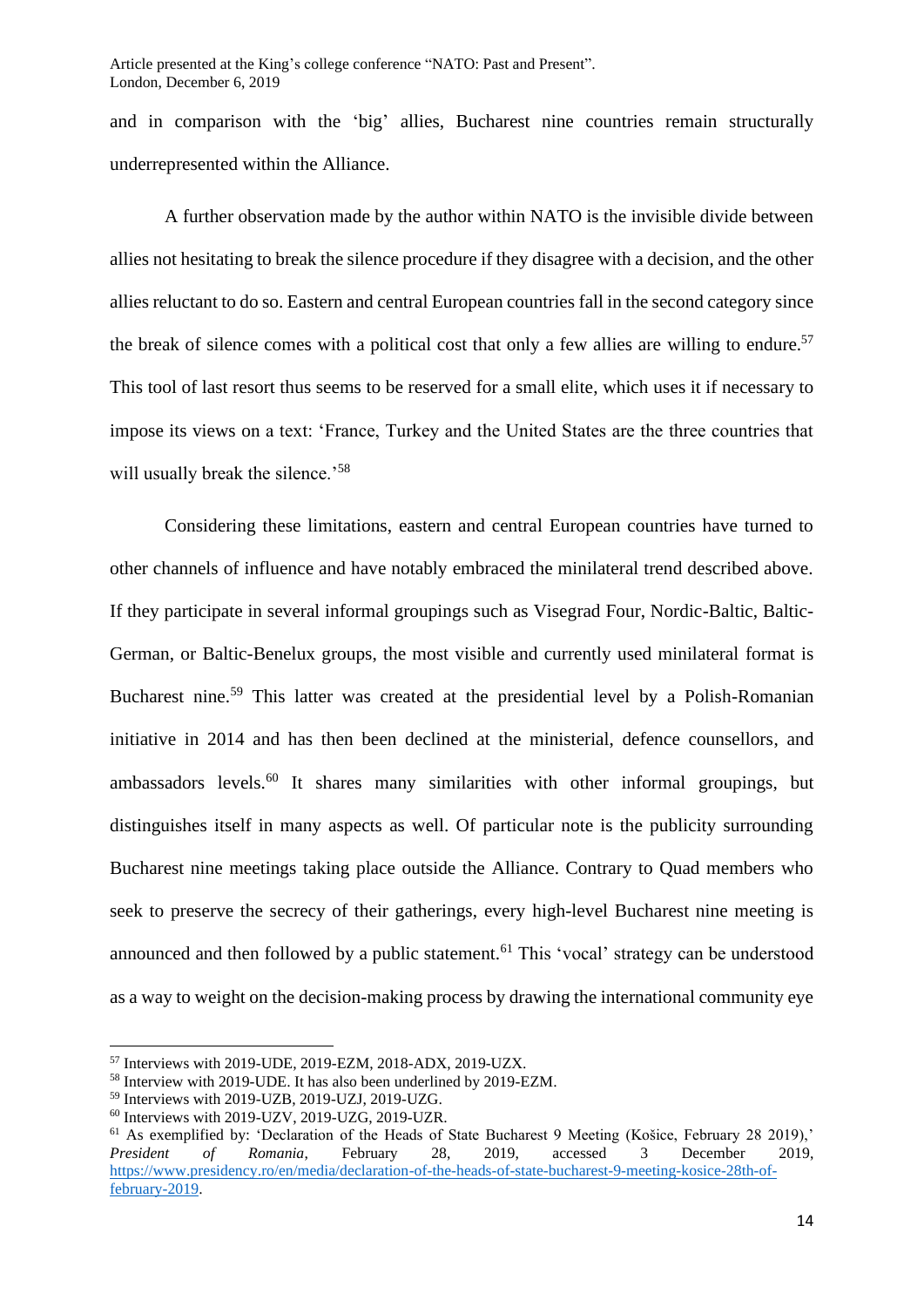and in comparison with the 'big' allies, Bucharest nine countries remain structurally underrepresented within the Alliance.

A further observation made by the author within NATO is the invisible divide between allies not hesitating to break the silence procedure if they disagree with a decision, and the other allies reluctant to do so. Eastern and central European countries fall in the second category since the break of silence comes with a political cost that only a few allies are willing to endure.[57] This tool of last resort thus seems to be reserved for a small elite, which uses it if necessary to impose its views on a text: 'France, Turkey and the United States are the three countries that will usually break the silence.'[58]

Considering these limitations, eastern and central European countries have turned to other channels of influence and have notably embraced the minilateral trend described above. If they participate in several informal groupings such as Visegrad Four, Nordic-Baltic, Baltic-German, or Baltic-Benelux groups, the most visible and currently used minilateral format is Bucharest nine.[59] This latter was created at the presidential level by a Polish-Romanian initiative in 2014 and has then been declined at the ministerial, defence counsellors, and ambassadors levels.[60] It shares many similarities with other informal groupings, but distinguishes itself in many aspects as well. Of particular note is the publicity surrounding Bucharest nine meetings taking place outside the Alliance. Contrary to Quad members who seek to preserve the secrecy of their gatherings, every high-level Bucharest nine meeting is announced and then followed by a public statement.[61] This 'vocal' strategy can be understood as a way to weight on the decision-making process by drawing the international community eye

---

[57] Interviews with 2019-UDE, 2019-EZM, 2018-ADX, 2019-UZX.

[58] Interview with 2019-UDE. It has also been underlined by 2019-EZM.

[59] Interviews with 2019-UZB, 2019-UZJ, 2019-UZG.

[60] Interviews with 2019-UZV, 2019-UZG, 2019-UZR.

[61] As exemplified by: 'Declaration of the Heads of State Bucharest 9 Meeting (Košice, February 28 2019),' *President of Romania*, February 28, 2019, accessed 3 December 2019, https://www.presidency.ro/en/media/declaration-of-the-heads-of-state-bucharest-9-meeting-kosice-28th-of-february-2019.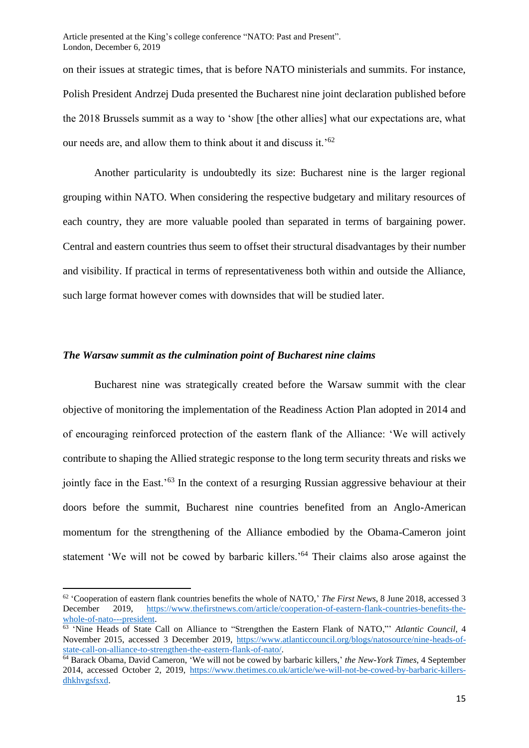on their issues at strategic times, that is before NATO ministerials and summits. For instance, Polish President Andrzej Duda presented the Bucharest nine joint declaration published before the 2018 Brussels summit as a way to 'show [the other allies] what our expectations are, what our needs are, and allow them to think about it and discuss it.'[62]

Another particularity is undoubtedly its size: Bucharest nine is the larger regional grouping within NATO. When considering the respective budgetary and military resources of each country, they are more valuable pooled than separated in terms of bargaining power. Central and eastern countries thus seem to offset their structural disadvantages by their number and visibility. If practical in terms of representativeness both within and outside the Alliance, such large format however comes with downsides that will be studied later.

### *The Warsaw summit as the culmination point of Bucharest nine claims*

Bucharest nine was strategically created before the Warsaw summit with the clear objective of monitoring the implementation of the Readiness Action Plan adopted in 2014 and of encouraging reinforced protection of the eastern flank of the Alliance: 'We will actively contribute to shaping the Allied strategic response to the long term security threats and risks we jointly face in the East.'[63] In the context of a resurging Russian aggressive behaviour at their doors before the summit, Bucharest nine countries benefited from an Anglo-American momentum for the strengthening of the Alliance embodied by the Obama-Cameron joint statement 'We will not be cowed by barbaric killers.'[64] Their claims also arose against the

---

[62] 'Cooperation of eastern flank countries benefits the whole of NATO,' *The First News*, 8 June 2018, accessed 3 December 2019, https://www.thefirstnews.com/article/cooperation-of-eastern-flank-countries-benefits-the-whole-of-nato---president.

[63] 'Nine Heads of State Call on Alliance to "Strengthen the Eastern Flank of NATO,"' *Atlantic Council*, 4 November 2015, accessed 3 December 2019, https://www.atlanticcouncil.org/blogs/natosource/nine-heads-of-state-call-on-alliance-to-strengthen-the-eastern-flank-of-nato/.

[64] Barack Obama, David Cameron, 'We will not be cowed by barbaric killers,' *the New-York Times*, 4 September 2014, accessed October 2, 2019, https://www.thetimes.co.uk/article/we-will-not-be-cowed-by-barbaric-killers-dhkhvgsfsxd.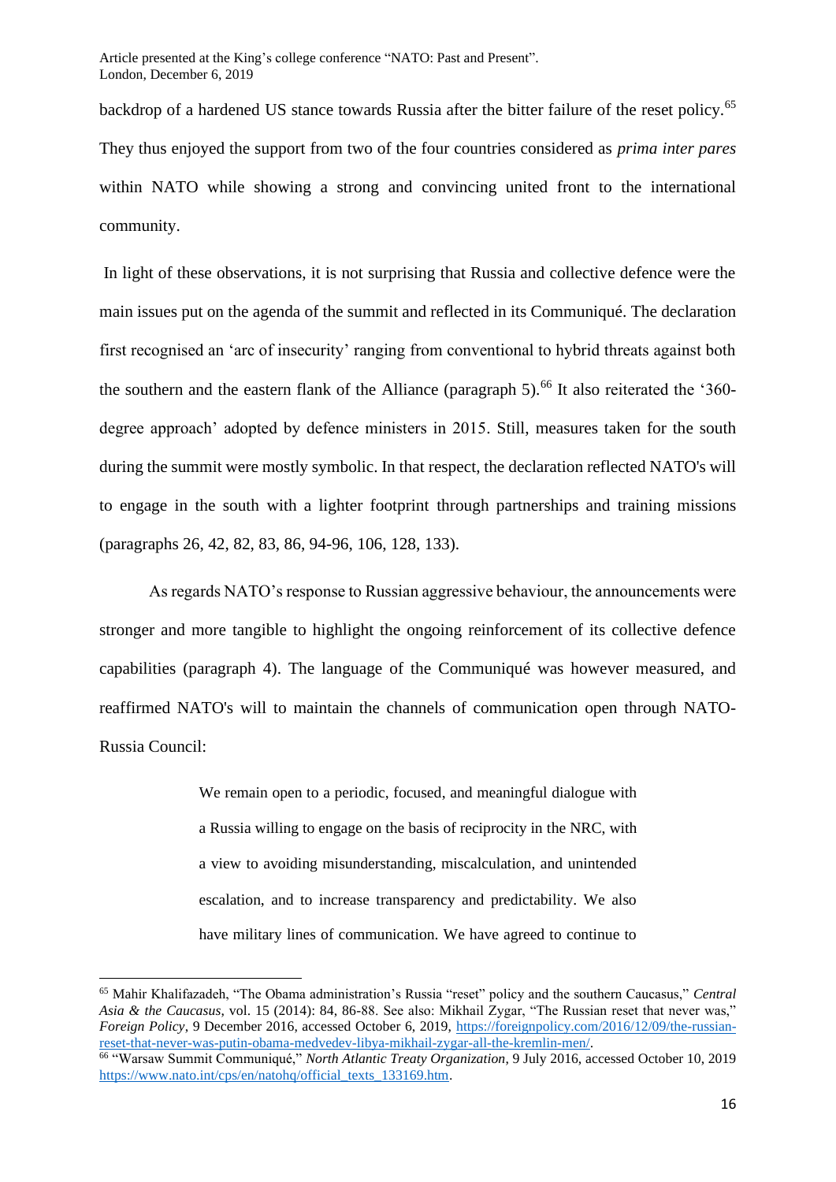backdrop of a hardened US stance towards Russia after the bitter failure of the reset policy.[65] They thus enjoyed the support from two of the four countries considered as *prima inter pares* within NATO while showing a strong and convincing united front to the international community.

In light of these observations, it is not surprising that Russia and collective defence were the main issues put on the agenda of the summit and reflected in its Communiqué. The declaration first recognised an 'arc of insecurity' ranging from conventional to hybrid threats against both the southern and the eastern flank of the Alliance (paragraph 5).[66] It also reiterated the '360-degree approach' adopted by defence ministers in 2015. Still, measures taken for the south during the summit were mostly symbolic. In that respect, the declaration reflected NATO's will to engage in the south with a lighter footprint through partnerships and training missions (paragraphs 26, 42, 82, 83, 86, 94-96, 106, 128, 133).

As regards NATO's response to Russian aggressive behaviour, the announcements were stronger and more tangible to highlight the ongoing reinforcement of its collective defence capabilities (paragraph 4). The language of the Communiqué was however measured, and reaffirmed NATO's will to maintain the channels of communication open through NATO-Russia Council:

> We remain open to a periodic, focused, and meaningful dialogue with a Russia willing to engage on the basis of reciprocity in the NRC, with a view to avoiding misunderstanding, miscalculation, and unintended escalation, and to increase transparency and predictability. We also have military lines of communication. We have agreed to continue to

---

[65] Mahir Khalifazadeh, "The Obama administration's Russia "reset" policy and the southern Caucasus," *Central Asia & the Caucasus*, vol. 15 (2014): 84, 86-88. See also: Mikhail Zygar, "The Russian reset that never was," *Foreign Policy*, 9 December 2016, accessed October 6, 2019, https://foreignpolicy.com/2016/12/09/the-russian-reset-that-never-was-putin-obama-medvedev-libya-mikhail-zygar-all-the-kremlin-men/.

[66] "Warsaw Summit Communiqué," *North Atlantic Treaty Organization*, 9 July 2016, accessed October 10, 2019 https://www.nato.int/cps/en/natohq/official_texts_133169.htm.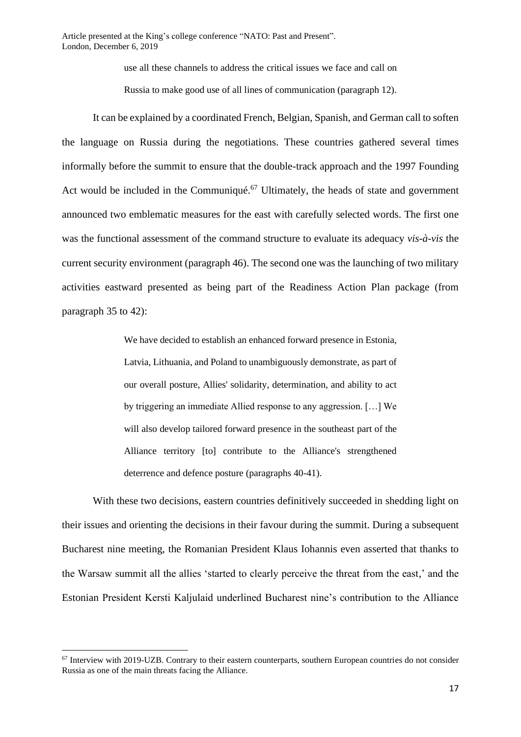> use all these channels to address the critical issues we face and call on Russia to make good use of all lines of communication (paragraph 12).

It can be explained by a coordinated French, Belgian, Spanish, and German call to soften the language on Russia during the negotiations. These countries gathered several times informally before the summit to ensure that the double-track approach and the 1997 Founding Act would be included in the Communiqué.[67] Ultimately, the heads of state and government announced two emblematic measures for the east with carefully selected words. The first one was the functional assessment of the command structure to evaluate its adequacy *vis-à-vis* the current security environment (paragraph 46). The second one was the launching of two military activities eastward presented as being part of the Readiness Action Plan package (from paragraph 35 to 42):

> We have decided to establish an enhanced forward presence in Estonia, Latvia, Lithuania, and Poland to unambiguously demonstrate, as part of our overall posture, Allies' solidarity, determination, and ability to act by triggering an immediate Allied response to any aggression. […] We will also develop tailored forward presence in the southeast part of the Alliance territory [to] contribute to the Alliance's strengthened deterrence and defence posture (paragraphs 40-41).

With these two decisions, eastern countries definitively succeeded in shedding light on their issues and orienting the decisions in their favour during the summit. During a subsequent Bucharest nine meeting, the Romanian President Klaus Iohannis even asserted that thanks to the Warsaw summit all the allies 'started to clearly perceive the threat from the east,' and the Estonian President Kersti Kaljulaid underlined Bucharest nine's contribution to the Alliance

---

[67] Interview with 2019-UZB. Contrary to their eastern counterparts, southern European countries do not consider Russia as one of the main threats facing the Alliance.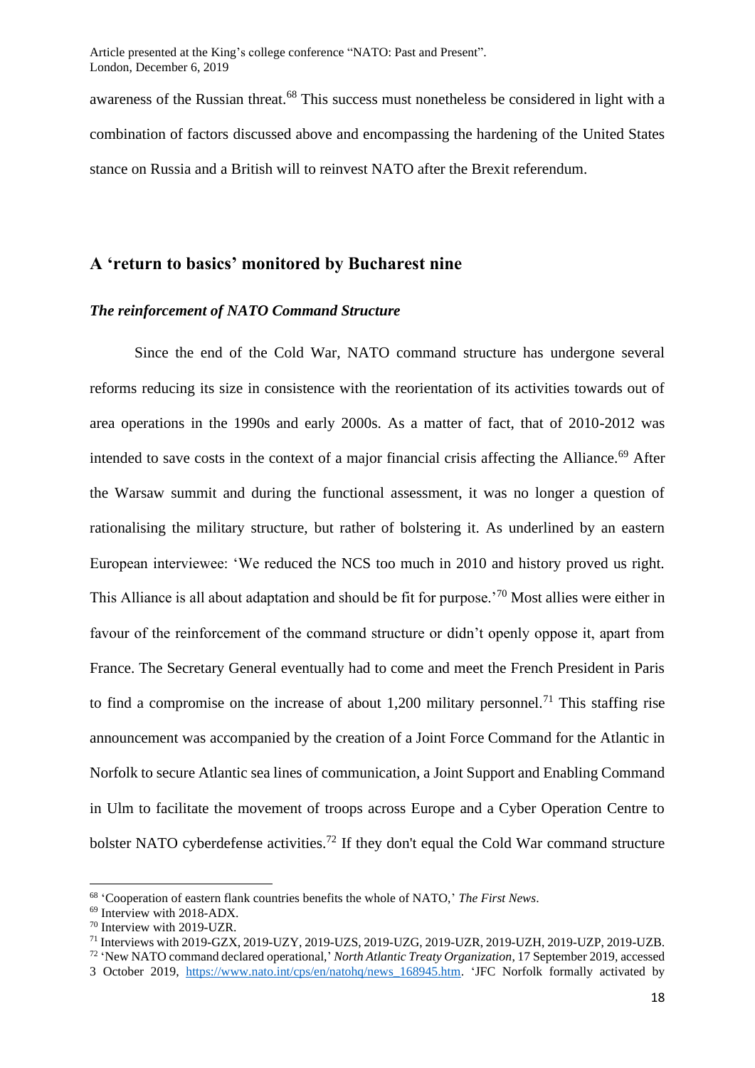awareness of the Russian threat.[68] This success must nonetheless be considered in light with a combination of factors discussed above and encompassing the hardening of the United States stance on Russia and a British will to reinvest NATO after the Brexit referendum.

## A 'return to basics' monitored by Bucharest nine

### *The reinforcement of NATO Command Structure*

Since the end of the Cold War, NATO command structure has undergone several reforms reducing its size in consistence with the reorientation of its activities towards out of area operations in the 1990s and early 2000s. As a matter of fact, that of 2010-2012 was intended to save costs in the context of a major financial crisis affecting the Alliance.[69] After the Warsaw summit and during the functional assessment, it was no longer a question of rationalising the military structure, but rather of bolstering it. As underlined by an eastern European interviewee: 'We reduced the NCS too much in 2010 and history proved us right. This Alliance is all about adaptation and should be fit for purpose.'[70] Most allies were either in favour of the reinforcement of the command structure or didn't openly oppose it, apart from France. The Secretary General eventually had to come and meet the French President in Paris to find a compromise on the increase of about 1,200 military personnel.[71] This staffing rise announcement was accompanied by the creation of a Joint Force Command for the Atlantic in Norfolk to secure Atlantic sea lines of communication, a Joint Support and Enabling Command in Ulm to facilitate the movement of troops across Europe and a Cyber Operation Centre to bolster NATO cyberdefense activities.[72] If they don't equal the Cold War command structure

---

[68] 'Cooperation of eastern flank countries benefits the whole of NATO,' *The First News*.

[69] Interview with 2018-ADX.

[70] Interview with 2019-UZR.

[71] Interviews with 2019-GZX, 2019-UZY, 2019-UZS, 2019-UZG, 2019-UZR, 2019-UZH, 2019-UZP, 2019-UZB.

[72] 'New NATO command declared operational,' *North Atlantic Treaty Organization*, 17 September 2019, accessed 3 October 2019, https://www.nato.int/cps/en/natohq/news_168945.htm. 'JFC Norfolk formally activated by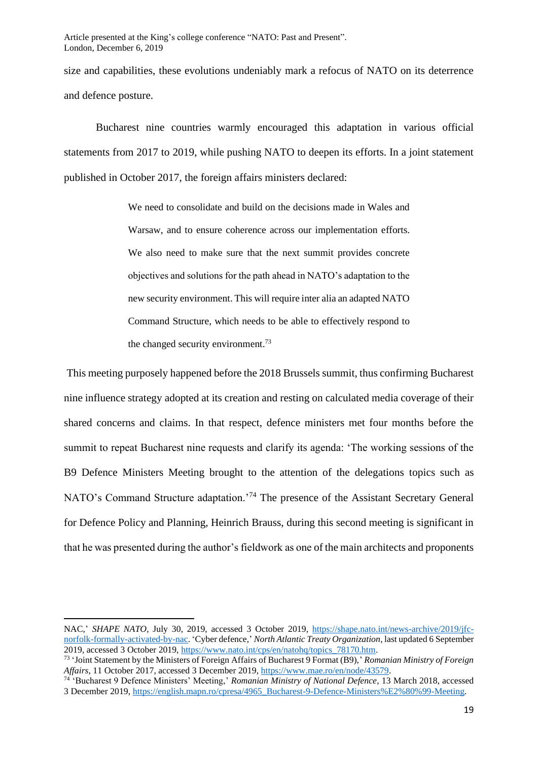size and capabilities, these evolutions undeniably mark a refocus of NATO on its deterrence and defence posture.

Bucharest nine countries warmly encouraged this adaptation in various official statements from 2017 to 2019, while pushing NATO to deepen its efforts. In a joint statement published in October 2017, the foreign affairs ministers declared:

> We need to consolidate and build on the decisions made in Wales and Warsaw, and to ensure coherence across our implementation efforts. We also need to make sure that the next summit provides concrete objectives and solutions for the path ahead in NATO's adaptation to the new security environment. This will require inter alia an adapted NATO Command Structure, which needs to be able to effectively respond to the changed security environment.[73]

This meeting purposely happened before the 2018 Brussels summit, thus confirming Bucharest nine influence strategy adopted at its creation and resting on calculated media coverage of their shared concerns and claims. In that respect, defence ministers met four months before the summit to repeat Bucharest nine requests and clarify its agenda: 'The working sessions of the B9 Defence Ministers Meeting brought to the attention of the delegations topics such as NATO's Command Structure adaptation.'[74] The presence of the Assistant Secretary General for Defence Policy and Planning, Heinrich Brauss, during this second meeting is significant in that he was presented during the author's fieldwork as one of the main architects and proponents

---

NAC,' *SHAPE NATO*, July 30, 2019, accessed 3 October 2019, https://shape.nato.int/news-archive/2019/jfc-norfolk-formally-activated-by-nac. 'Cyber defence,' *North Atlantic Treaty Organization*, last updated 6 September 2019, accessed 3 October 2019, https://www.nato.int/cps/en/natohq/topics_78170.htm.

[73] 'Joint Statement by the Ministers of Foreign Affairs of Bucharest 9 Format (B9),' *Romanian Ministry of Foreign Affairs*, 11 October 2017, accessed 3 December 2019, https://www.mae.ro/en/node/43579.

[74] 'Bucharest 9 Defence Ministers' Meeting,' *Romanian Ministry of National Defence*, 13 March 2018, accessed 3 December 2019, https://english.mapn.ro/cpresa/4965_Bucharest-9-Defence-Ministers%E2%80%99-Meeting.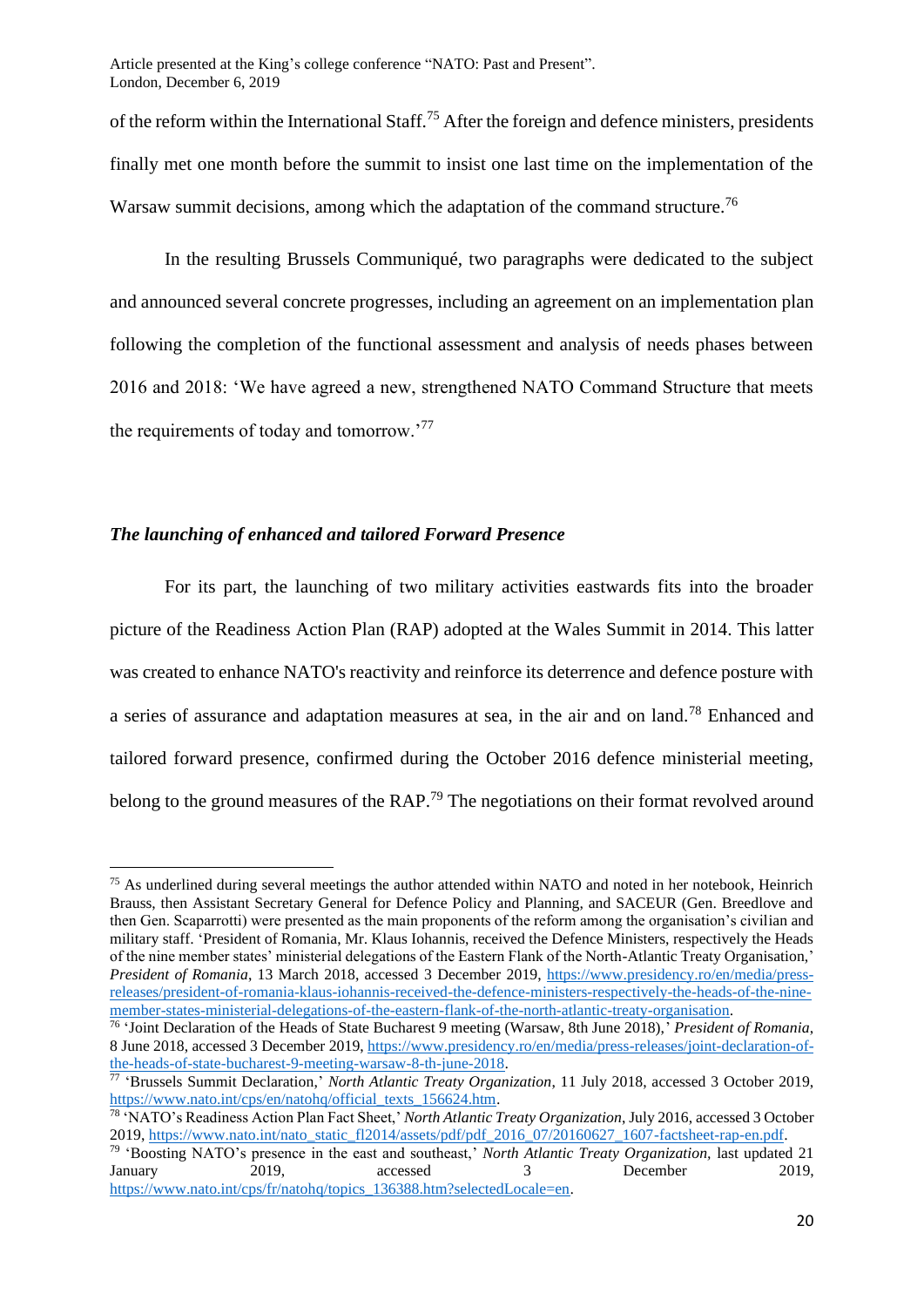of the reform within the International Staff.[75] After the foreign and defence ministers, presidents finally met one month before the summit to insist one last time on the implementation of the Warsaw summit decisions, among which the adaptation of the command structure.[76]

In the resulting Brussels Communiqué, two paragraphs were dedicated to the subject and announced several concrete progresses, including an agreement on an implementation plan following the completion of the functional assessment and analysis of needs phases between 2016 and 2018: 'We have agreed a new, strengthened NATO Command Structure that meets the requirements of today and tomorrow.'[77]

### *The launching of enhanced and tailored Forward Presence*

For its part, the launching of two military activities eastwards fits into the broader picture of the Readiness Action Plan (RAP) adopted at the Wales Summit in 2014. This latter was created to enhance NATO's reactivity and reinforce its deterrence and defence posture with a series of assurance and adaptation measures at sea, in the air and on land.[78] Enhanced and tailored forward presence, confirmed during the October 2016 defence ministerial meeting, belong to the ground measures of the RAP.[79] The negotiations on their format revolved around

---

[75] As underlined during several meetings the author attended within NATO and noted in her notebook, Heinrich Brauss, then Assistant Secretary General for Defence Policy and Planning, and SACEUR (Gen. Breedlove and then Gen. Scaparrotti) were presented as the main proponents of the reform among the organisation's civilian and military staff. 'President of Romania, Mr. Klaus Iohannis, received the Defence Ministers, respectively the Heads of the nine member states' ministerial delegations of the Eastern Flank of the North-Atlantic Treaty Organisation,' *President of Romania*, 13 March 2018, accessed 3 December 2019, https://www.presidency.ro/en/media/press-releases/president-of-romania-klaus-iohannis-received-the-defence-ministers-respectively-the-heads-of-the-nine-member-states-ministerial-delegations-of-the-eastern-flank-of-the-north-atlantic-treaty-organisation.

[76] 'Joint Declaration of the Heads of State Bucharest 9 meeting (Warsaw, 8th June 2018),' *President of Romania*, 8 June 2018, accessed 3 December 2019, https://www.presidency.ro/en/media/press-releases/joint-declaration-of-the-heads-of-state-bucharest-9-meeting-warsaw-8-th-june-2018.

[77] 'Brussels Summit Declaration,' *North Atlantic Treaty Organization*, 11 July 2018, accessed 3 October 2019, https://www.nato.int/cps/en/natohq/official_texts_156624.htm.

[78] 'NATO's Readiness Action Plan Fact Sheet,' *North Atlantic Treaty Organization*, July 2016, accessed 3 October 2019, https://www.nato.int/nato_static_fl2014/assets/pdf/pdf_2016_07/20160627_1607-factsheet-rap-en.pdf.

[79] 'Boosting NATO's presence in the east and southeast,' *North Atlantic Treaty Organization*, last updated 21 January 2019, accessed 3 December 2019, https://www.nato.int/cps/fr/natohq/topics_136388.htm?selectedLocale=en.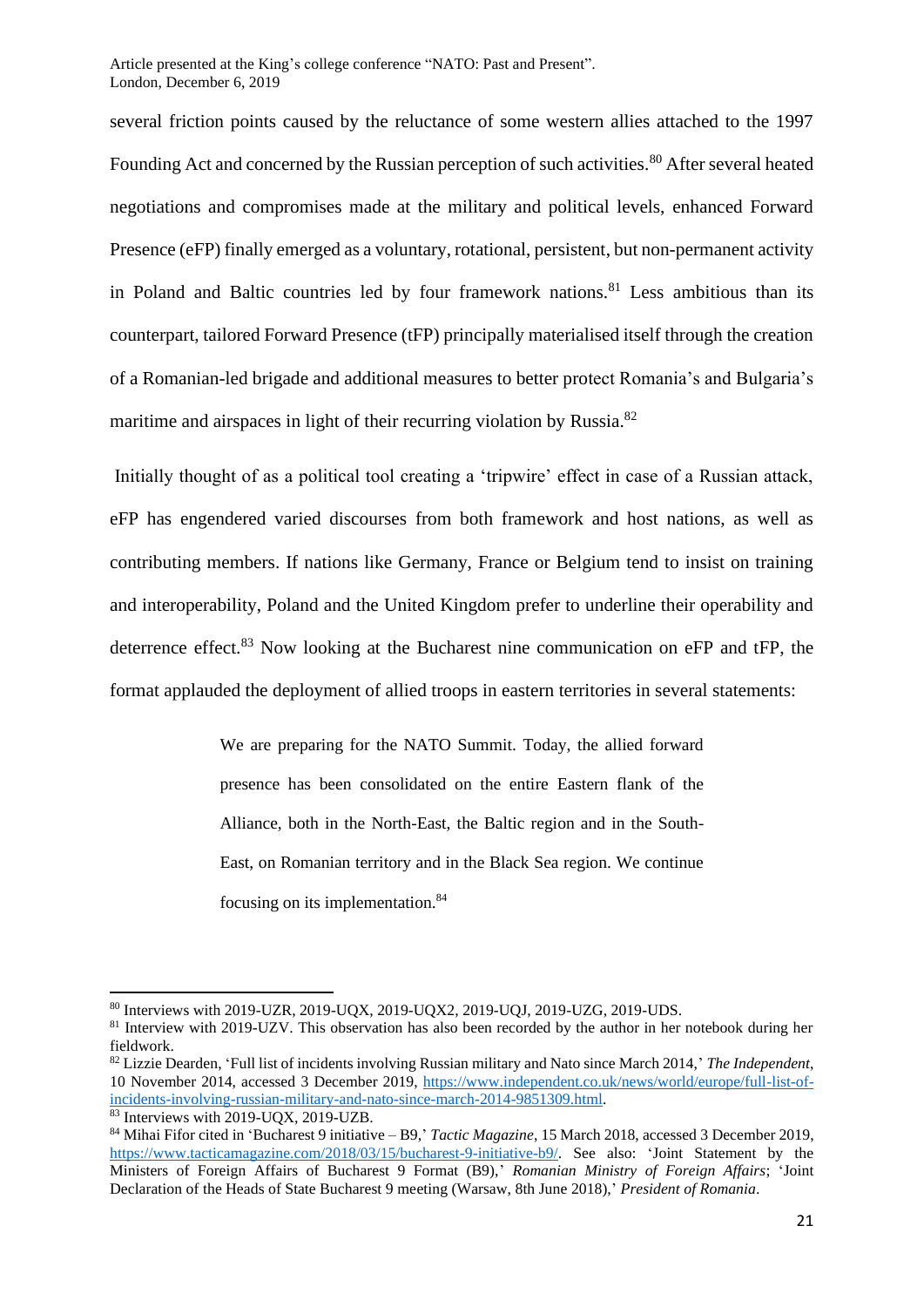several friction points caused by the reluctance of some western allies attached to the 1997 Founding Act and concerned by the Russian perception of such activities.[80] After several heated negotiations and compromises made at the military and political levels, enhanced Forward Presence (eFP) finally emerged as a voluntary, rotational, persistent, but non-permanent activity in Poland and Baltic countries led by four framework nations.[81] Less ambitious than its counterpart, tailored Forward Presence (tFP) principally materialised itself through the creation of a Romanian-led brigade and additional measures to better protect Romania's and Bulgaria's maritime and airspaces in light of their recurring violation by Russia.[82]

Initially thought of as a political tool creating a 'tripwire' effect in case of a Russian attack, eFP has engendered varied discourses from both framework and host nations, as well as contributing members. If nations like Germany, France or Belgium tend to insist on training and interoperability, Poland and the United Kingdom prefer to underline their operability and deterrence effect.[83] Now looking at the Bucharest nine communication on eFP and tFP, the format applauded the deployment of allied troops in eastern territories in several statements:

> We are preparing for the NATO Summit. Today, the allied forward presence has been consolidated on the entire Eastern flank of the Alliance, both in the North-East, the Baltic region and in the South-East, on Romanian territory and in the Black Sea region. We continue focusing on its implementation.[84]

---

[80] Interviews with 2019-UZR, 2019-UQX, 2019-UQX2, 2019-UQJ, 2019-UZG, 2019-UDS.

[81] Interview with 2019-UZV. This observation has also been recorded by the author in her notebook during her fieldwork.

[82] Lizzie Dearden, 'Full list of incidents involving Russian military and Nato since March 2014,' *The Independent*, 10 November 2014, accessed 3 December 2019, https://www.independent.co.uk/news/world/europe/full-list-of-incidents-involving-russian-military-and-nato-since-march-2014-9851309.html.

[83] Interviews with 2019-UQX, 2019-UZB.

[84] Mihai Fifor cited in 'Bucharest 9 initiative – B9,' *Tactic Magazine*, 15 March 2018, accessed 3 December 2019, https://www.tacticamagazine.com/2018/03/15/bucharest-9-initiative-b9/. See also: 'Joint Statement by the Ministers of Foreign Affairs of Bucharest 9 Format (B9),' *Romanian Ministry of Foreign Affairs*; 'Joint Declaration of the Heads of State Bucharest 9 meeting (Warsaw, 8th June 2018),' *President of Romania*.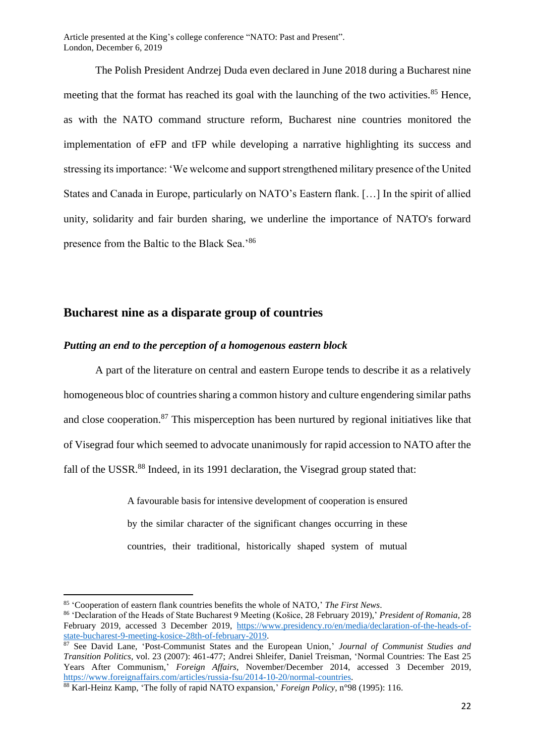The Polish President Andrzej Duda even declared in June 2018 during a Bucharest nine meeting that the format has reached its goal with the launching of the two activities.[85] Hence, as with the NATO command structure reform, Bucharest nine countries monitored the implementation of eFP and tFP while developing a narrative highlighting its success and stressing its importance: 'We welcome and support strengthened military presence of the United States and Canada in Europe, particularly on NATO's Eastern flank. […] In the spirit of allied unity, solidarity and fair burden sharing, we underline the importance of NATO's forward presence from the Baltic to the Black Sea.'[86]

## Bucharest nine as a disparate group of countries

### *Putting an end to the perception of a homogenous eastern block*

A part of the literature on central and eastern Europe tends to describe it as a relatively homogeneous bloc of countries sharing a common history and culture engendering similar paths and close cooperation.[87] This misperception has been nurtured by regional initiatives like that of Visegrad four which seemed to advocate unanimously for rapid accession to NATO after the fall of the USSR.[88] Indeed, in its 1991 declaration, the Visegrad group stated that:

> A favourable basis for intensive development of cooperation is ensured by the similar character of the significant changes occurring in these countries, their traditional, historically shaped system of mutual

---

[85] 'Cooperation of eastern flank countries benefits the whole of NATO,' *The First News*.

[86] 'Declaration of the Heads of State Bucharest 9 Meeting (Košice, 28 February 2019),' *President of Romania*, 28 February 2019, accessed 3 December 2019, https://www.presidency.ro/en/media/declaration-of-the-heads-of-state-bucharest-9-meeting-kosice-28th-of-february-2019.

[87] See David Lane, 'Post-Communist States and the European Union,' *Journal of Communist Studies and Transition Politics*, vol. 23 (2007): 461-477; Andrei Shleifer, Daniel Treisman, 'Normal Countries: The East 25 Years After Communism,' *Foreign Affairs*, November/December 2014, accessed 3 December 2019, https://www.foreignaffairs.com/articles/russia-fsu/2014-10-20/normal-countries.

[88] Karl-Heinz Kamp, 'The folly of rapid NATO expansion,' *Foreign Policy*, n°98 (1995): 116.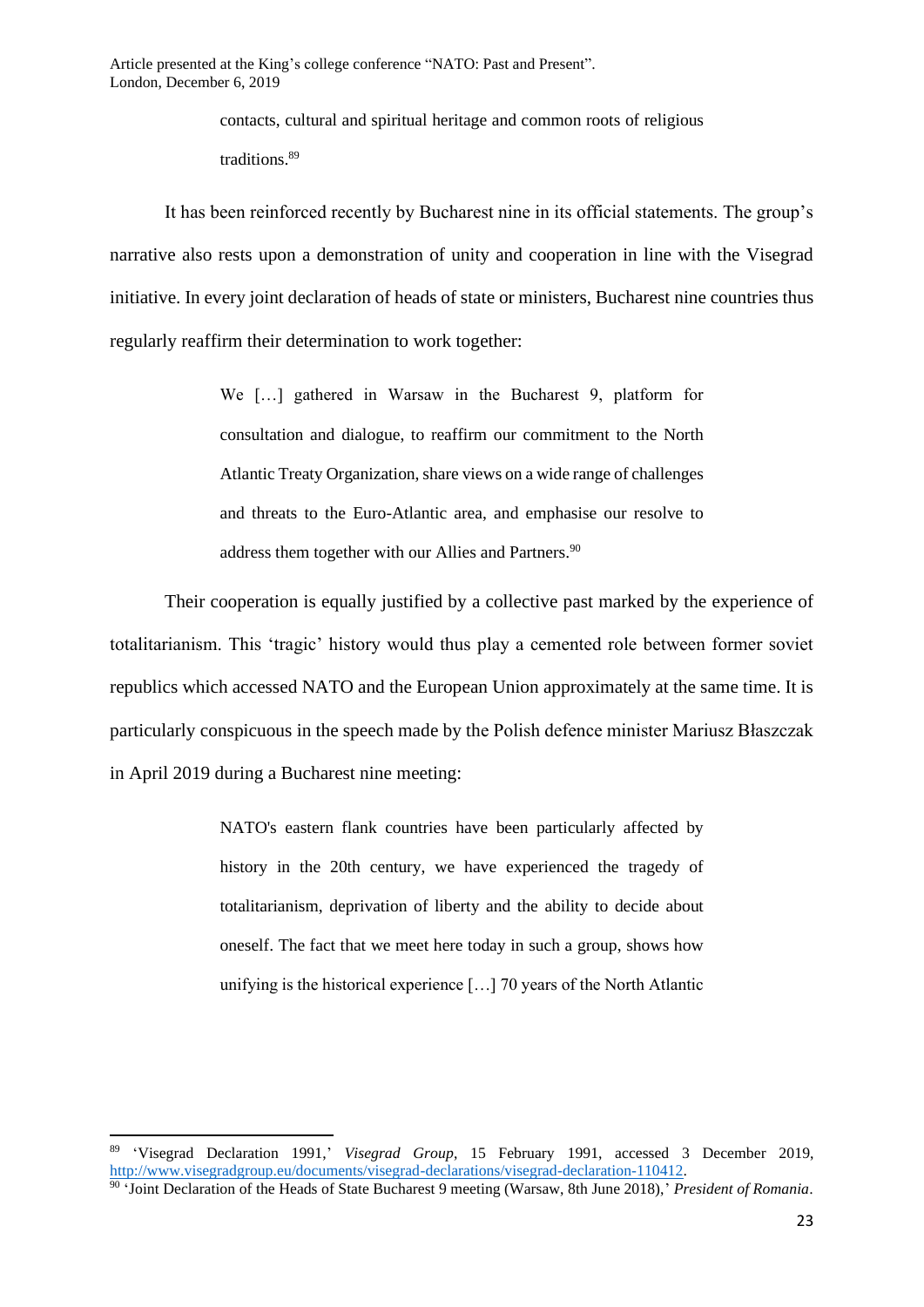> contacts, cultural and spiritual heritage and common roots of religious traditions.[89]

It has been reinforced recently by Bucharest nine in its official statements. The group's narrative also rests upon a demonstration of unity and cooperation in line with the Visegrad initiative. In every joint declaration of heads of state or ministers, Bucharest nine countries thus regularly reaffirm their determination to work together:

> We […] gathered in Warsaw in the Bucharest 9, platform for consultation and dialogue, to reaffirm our commitment to the North Atlantic Treaty Organization, share views on a wide range of challenges and threats to the Euro-Atlantic area, and emphasise our resolve to address them together with our Allies and Partners.[90]

Their cooperation is equally justified by a collective past marked by the experience of totalitarianism. This 'tragic' history would thus play a cemented role between former soviet republics which accessed NATO and the European Union approximately at the same time. It is particularly conspicuous in the speech made by the Polish defence minister Mariusz Błaszczak in April 2019 during a Bucharest nine meeting:

> NATO's eastern flank countries have been particularly affected by history in the 20th century, we have experienced the tragedy of totalitarianism, deprivation of liberty and the ability to decide about oneself. The fact that we meet here today in such a group, shows how unifying is the historical experience […] 70 years of the North Atlantic

---

[89] 'Visegrad Declaration 1991,' *Visegrad Group*, 15 February 1991, accessed 3 December 2019, http://www.visegradgroup.eu/documents/visegrad-declarations/visegrad-declaration-110412.

[90] 'Joint Declaration of the Heads of State Bucharest 9 meeting (Warsaw, 8th June 2018),' *President of Romania*.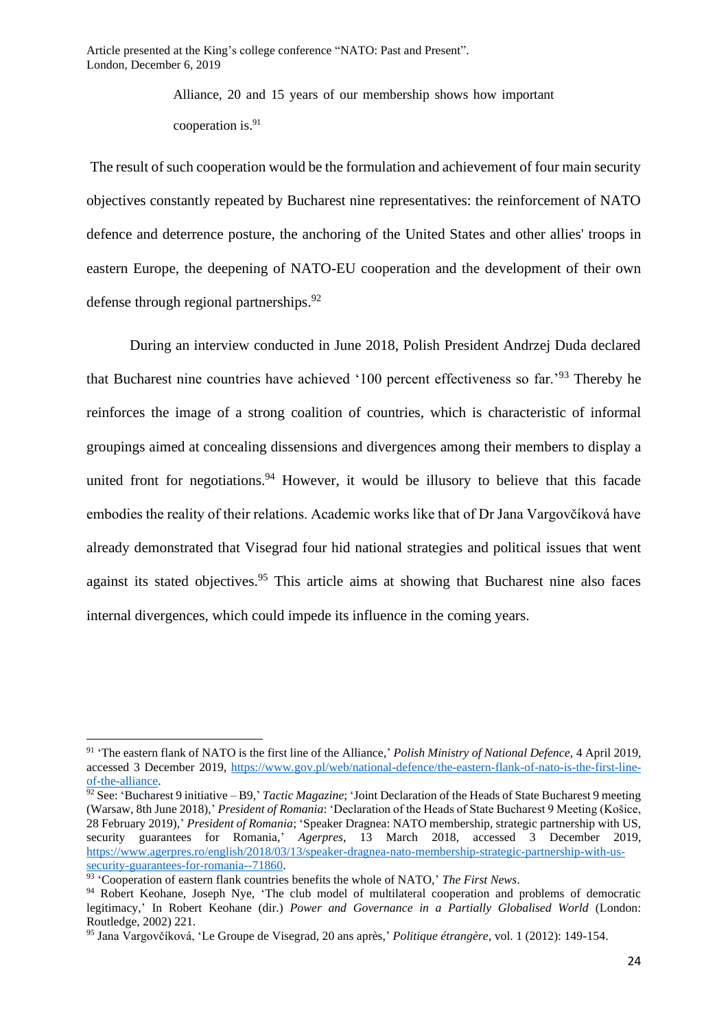> Alliance, 20 and 15 years of our membership shows how important cooperation is.[91]

The result of such cooperation would be the formulation and achievement of four main security objectives constantly repeated by Bucharest nine representatives: the reinforcement of NATO defence and deterrence posture, the anchoring of the United States and other allies' troops in eastern Europe, the deepening of NATO-EU cooperation and the development of their own defense through regional partnerships.[92]

During an interview conducted in June 2018, Polish President Andrzej Duda declared that Bucharest nine countries have achieved '100 percent effectiveness so far.'[93] Thereby he reinforces the image of a strong coalition of countries, which is characteristic of informal groupings aimed at concealing dissensions and divergences among their members to display a united front for negotiations.[94] However, it would be illusory to believe that this facade embodies the reality of their relations. Academic works like that of Dr Jana Vargovčíková have already demonstrated that Visegrad four hid national strategies and political issues that went against its stated objectives.[95] This article aims at showing that Bucharest nine also faces internal divergences, which could impede its influence in the coming years.

---

[91] 'The eastern flank of NATO is the first line of the Alliance,' *Polish Ministry of National Defence*, 4 April 2019, accessed 3 December 2019, https://www.gov.pl/web/national-defence/the-eastern-flank-of-nato-is-the-first-line-of-the-alliance.

[92] See: 'Bucharest 9 initiative – B9,' *Tactic Magazine*; 'Joint Declaration of the Heads of State Bucharest 9 meeting (Warsaw, 8th June 2018),' *President of Romania*: 'Declaration of the Heads of State Bucharest 9 Meeting (Košice, 28 February 2019),' *President of Romania*; 'Speaker Dragnea: NATO membership, strategic partnership with US, security guarantees for Romania,' *Agerpres*, 13 March 2018, accessed 3 December 2019, https://www.agerpres.ro/english/2018/03/13/speaker-dragnea-nato-membership-strategic-partnership-with-us-security-guarantees-for-romania--71860.

[93] 'Cooperation of eastern flank countries benefits the whole of NATO,' *The First News*.

[94] Robert Keohane, Joseph Nye, 'The club model of multilateral cooperation and problems of democratic legitimacy,' In Robert Keohane (dir.) *Power and Governance in a Partially Globalised World* (London: Routledge, 2002) 221.

[95] Jana Vargovčíková, 'Le Groupe de Visegrad, 20 ans après,' *Politique étrangère*, vol. 1 (2012): 149-154.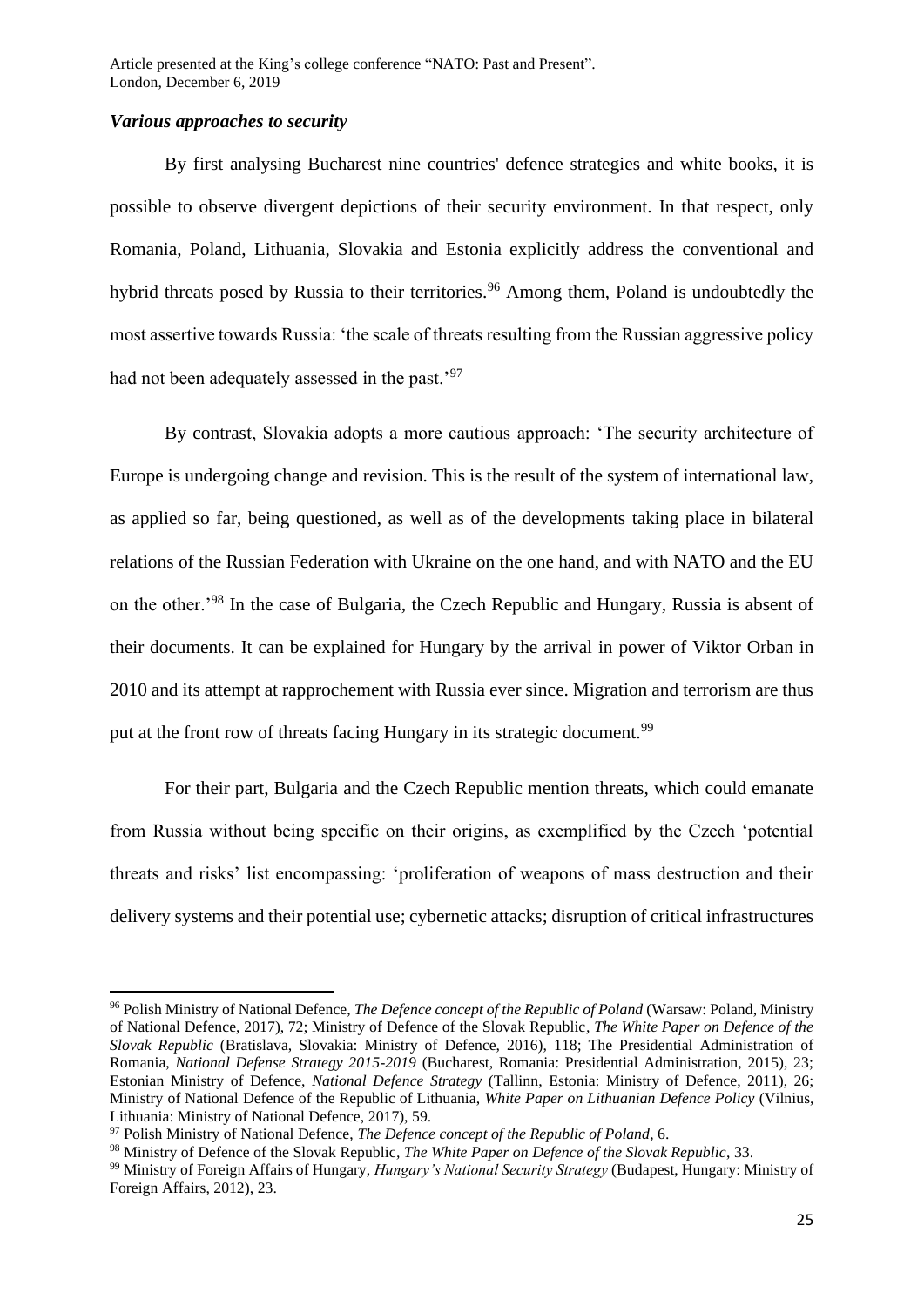### *Various approaches to security*

By first analysing Bucharest nine countries' defence strategies and white books, it is possible to observe divergent depictions of their security environment. In that respect, only Romania, Poland, Lithuania, Slovakia and Estonia explicitly address the conventional and hybrid threats posed by Russia to their territories.[96] Among them, Poland is undoubtedly the most assertive towards Russia: 'the scale of threats resulting from the Russian aggressive policy had not been adequately assessed in the past.'[97]

By contrast, Slovakia adopts a more cautious approach: 'The security architecture of Europe is undergoing change and revision. This is the result of the system of international law, as applied so far, being questioned, as well as of the developments taking place in bilateral relations of the Russian Federation with Ukraine on the one hand, and with NATO and the EU on the other.'[98] In the case of Bulgaria, the Czech Republic and Hungary, Russia is absent of their documents. It can be explained for Hungary by the arrival in power of Viktor Orban in 2010 and its attempt at rapprochement with Russia ever since. Migration and terrorism are thus put at the front row of threats facing Hungary in its strategic document.[99]

For their part, Bulgaria and the Czech Republic mention threats, which could emanate from Russia without being specific on their origins, as exemplified by the Czech 'potential threats and risks' list encompassing: 'proliferation of weapons of mass destruction and their delivery systems and their potential use; cybernetic attacks; disruption of critical infrastructures

---

[96] Polish Ministry of National Defence, *The Defence concept of the Republic of Poland* (Warsaw: Poland, Ministry of National Defence, 2017), 72; Ministry of Defence of the Slovak Republic, *The White Paper on Defence of the Slovak Republic* (Bratislava, Slovakia: Ministry of Defence, 2016), 118; The Presidential Administration of Romania, *National Defense Strategy 2015-2019* (Bucharest, Romania: Presidential Administration, 2015), 23; Estonian Ministry of Defence, *National Defence Strategy* (Tallinn, Estonia: Ministry of Defence, 2011), 26; Ministry of National Defence of the Republic of Lithuania, *White Paper on Lithuanian Defence Policy* (Vilnius, Lithuania: Ministry of National Defence, 2017), 59.

[97] Polish Ministry of National Defence, *The Defence concept of the Republic of Poland*, 6.

[98] Ministry of Defence of the Slovak Republic, *The White Paper on Defence of the Slovak Republic*, 33.

[99] Ministry of Foreign Affairs of Hungary, *Hungary's National Security Strategy* (Budapest, Hungary: Ministry of Foreign Affairs, 2012), 23.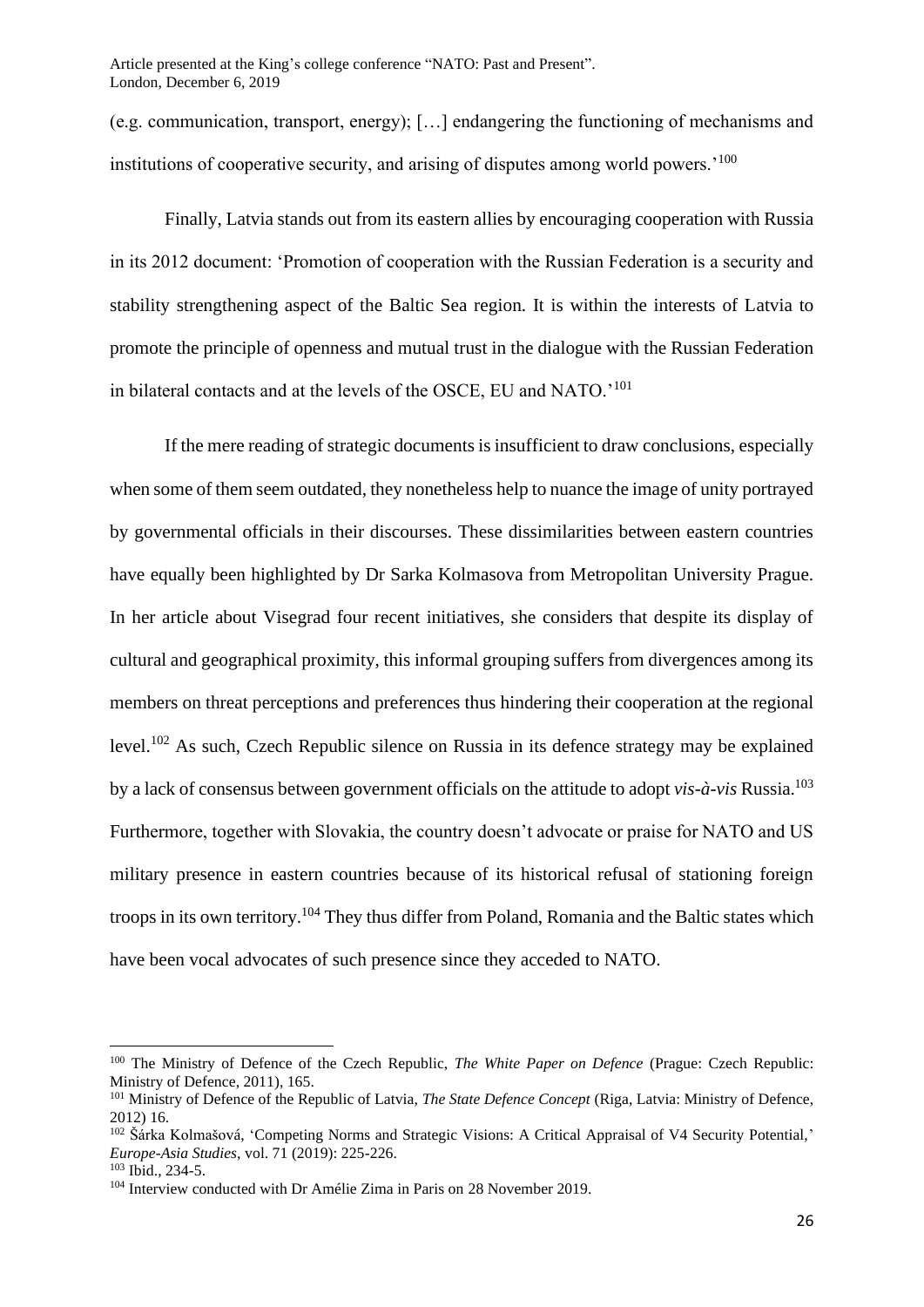(e.g. communication, transport, energy); […] endangering the functioning of mechanisms and institutions of cooperative security, and arising of disputes among world powers.'[100]

Finally, Latvia stands out from its eastern allies by encouraging cooperation with Russia in its 2012 document: 'Promotion of cooperation with the Russian Federation is a security and stability strengthening aspect of the Baltic Sea region. It is within the interests of Latvia to promote the principle of openness and mutual trust in the dialogue with the Russian Federation in bilateral contacts and at the levels of the OSCE, EU and NATO.'[101]

If the mere reading of strategic documents is insufficient to draw conclusions, especially when some of them seem outdated, they nonetheless help to nuance the image of unity portrayed by governmental officials in their discourses. These dissimilarities between eastern countries have equally been highlighted by Dr Sarka Kolmasova from Metropolitan University Prague. In her article about Visegrad four recent initiatives, she considers that despite its display of cultural and geographical proximity, this informal grouping suffers from divergences among its members on threat perceptions and preferences thus hindering their cooperation at the regional level.[102] As such, Czech Republic silence on Russia in its defence strategy may be explained by a lack of consensus between government officials on the attitude to adopt *vis-à-vis* Russia.[103] Furthermore, together with Slovakia, the country doesn't advocate or praise for NATO and US military presence in eastern countries because of its historical refusal of stationing foreign troops in its own territory.[104] They thus differ from Poland, Romania and the Baltic states which have been vocal advocates of such presence since they acceded to NATO.

---

[100] The Ministry of Defence of the Czech Republic, *The White Paper on Defence* (Prague: Czech Republic: Ministry of Defence, 2011), 165.

[101] Ministry of Defence of the Republic of Latvia, *The State Defence Concept* (Riga, Latvia: Ministry of Defence, 2012) 16.

[102] Šárka Kolmašová, 'Competing Norms and Strategic Visions: A Critical Appraisal of V4 Security Potential,' *Europe-Asia Studies*, vol. 71 (2019): 225-226.

[103] Ibid., 234-5.

[104] Interview conducted with Dr Amélie Zima in Paris on 28 November 2019.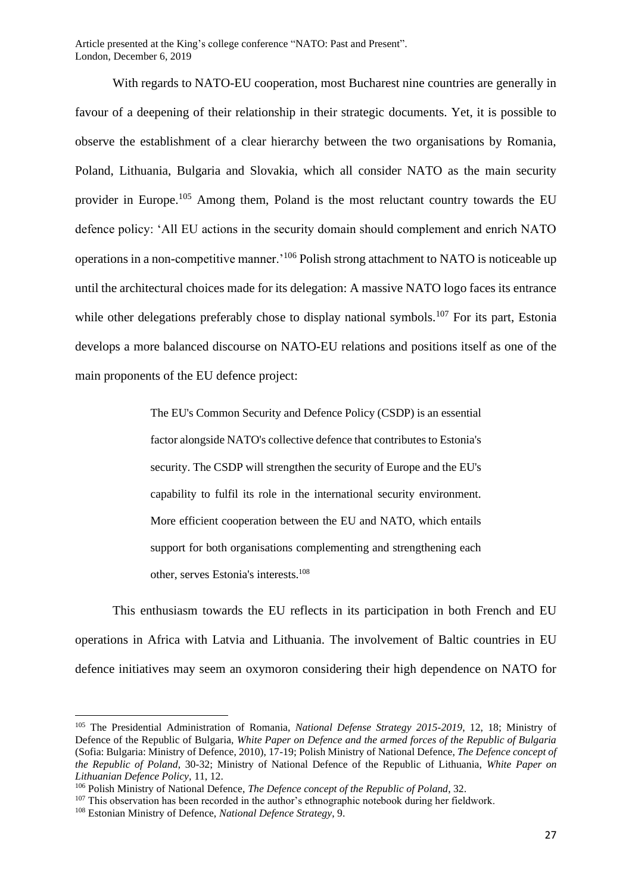With regards to NATO-EU cooperation, most Bucharest nine countries are generally in favour of a deepening of their relationship in their strategic documents. Yet, it is possible to observe the establishment of a clear hierarchy between the two organisations by Romania, Poland, Lithuania, Bulgaria and Slovakia, which all consider NATO as the main security provider in Europe.[105] Among them, Poland is the most reluctant country towards the EU defence policy: 'All EU actions in the security domain should complement and enrich NATO operations in a non-competitive manner.'[106] Polish strong attachment to NATO is noticeable up until the architectural choices made for its delegation: A massive NATO logo faces its entrance while other delegations preferably chose to display national symbols.[107] For its part, Estonia develops a more balanced discourse on NATO-EU relations and positions itself as one of the main proponents of the EU defence project:

> The EU's Common Security and Defence Policy (CSDP) is an essential factor alongside NATO's collective defence that contributes to Estonia's security. The CSDP will strengthen the security of Europe and the EU's capability to fulfil its role in the international security environment. More efficient cooperation between the EU and NATO, which entails support for both organisations complementing and strengthening each other, serves Estonia's interests.[108]

This enthusiasm towards the EU reflects in its participation in both French and EU operations in Africa with Latvia and Lithuania. The involvement of Baltic countries in EU defence initiatives may seem an oxymoron considering their high dependence on NATO for

---

[105] The Presidential Administration of Romania, *National Defense Strategy 2015-2019*, 12, 18; Ministry of Defence of the Republic of Bulgaria, *White Paper on Defence and the armed forces of the Republic of Bulgaria* (Sofia: Bulgaria: Ministry of Defence, 2010), 17-19; Polish Ministry of National Defence, *The Defence concept of the Republic of Poland*, 30-32; Ministry of National Defence of the Republic of Lithuania, *White Paper on Lithuanian Defence Policy*, 11, 12.

[106] Polish Ministry of National Defence, *The Defence concept of the Republic of Poland*, 32.

[107] This observation has been recorded in the author's ethnographic notebook during her fieldwork.

[108] Estonian Ministry of Defence, *National Defence Strategy*, 9.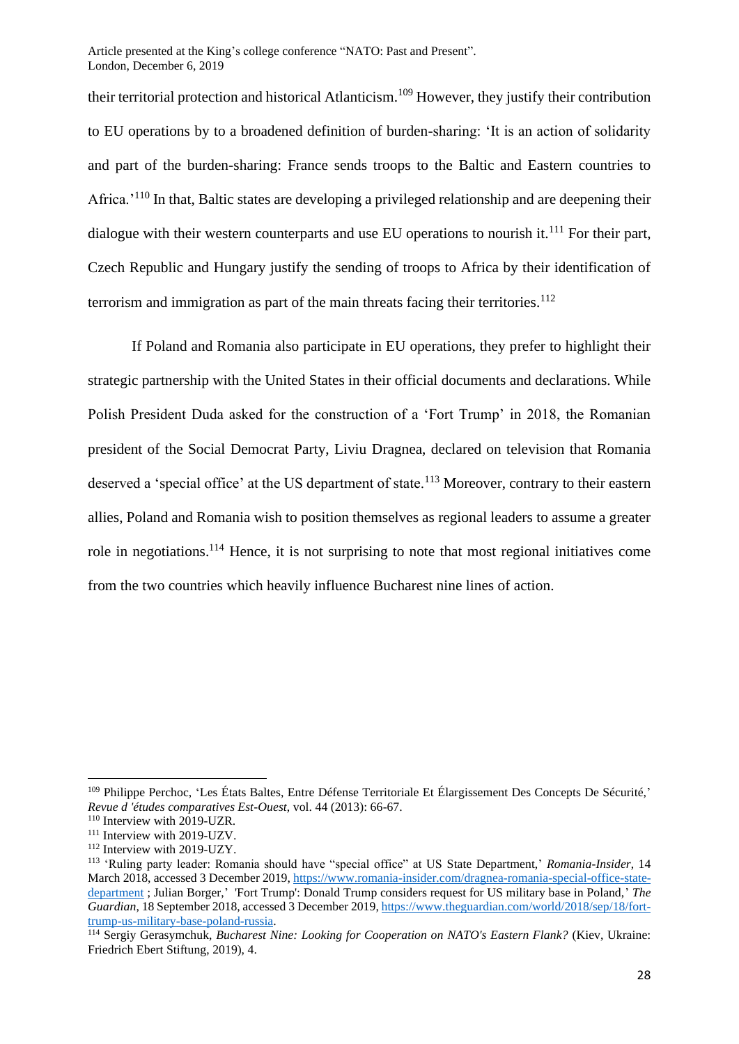their territorial protection and historical Atlanticism.[109] However, they justify their contribution to EU operations by to a broadened definition of burden-sharing: 'It is an action of solidarity and part of the burden-sharing: France sends troops to the Baltic and Eastern countries to Africa.'[110] In that, Baltic states are developing a privileged relationship and are deepening their dialogue with their western counterparts and use EU operations to nourish it.[111] For their part, Czech Republic and Hungary justify the sending of troops to Africa by their identification of terrorism and immigration as part of the main threats facing their territories.[112]

If Poland and Romania also participate in EU operations, they prefer to highlight their strategic partnership with the United States in their official documents and declarations. While Polish President Duda asked for the construction of a 'Fort Trump' in 2018, the Romanian president of the Social Democrat Party, Liviu Dragnea, declared on television that Romania deserved a 'special office' at the US department of state.[113] Moreover, contrary to their eastern allies, Poland and Romania wish to position themselves as regional leaders to assume a greater role in negotiations.[114] Hence, it is not surprising to note that most regional initiatives come from the two countries which heavily influence Bucharest nine lines of action.

---

[109] Philippe Perchoc, 'Les États Baltes, Entre Défense Territoriale Et Élargissement Des Concepts De Sécurité,' *Revue d 'études comparatives Est-Ouest*, vol. 44 (2013): 66-67.

[110] Interview with 2019-UZR.

[111] Interview with 2019-UZV.

[112] Interview with 2019-UZY.

[113] 'Ruling party leader: Romania should have "special office" at US State Department,' *Romania-Insider*, 14 March 2018, accessed 3 December 2019, https://www.romania-insider.com/dragnea-romania-special-office-state-department ; Julian Borger,' 'Fort Trump': Donald Trump considers request for US military base in Poland,' *The Guardian*, 18 September 2018, accessed 3 December 2019, https://www.theguardian.com/world/2018/sep/18/fort-trump-us-military-base-poland-russia.

[114] Sergiy Gerasymchuk, *Bucharest Nine: Looking for Cooperation on NATO's Eastern Flank?* (Kiev, Ukraine: Friedrich Ebert Stiftung, 2019), 4.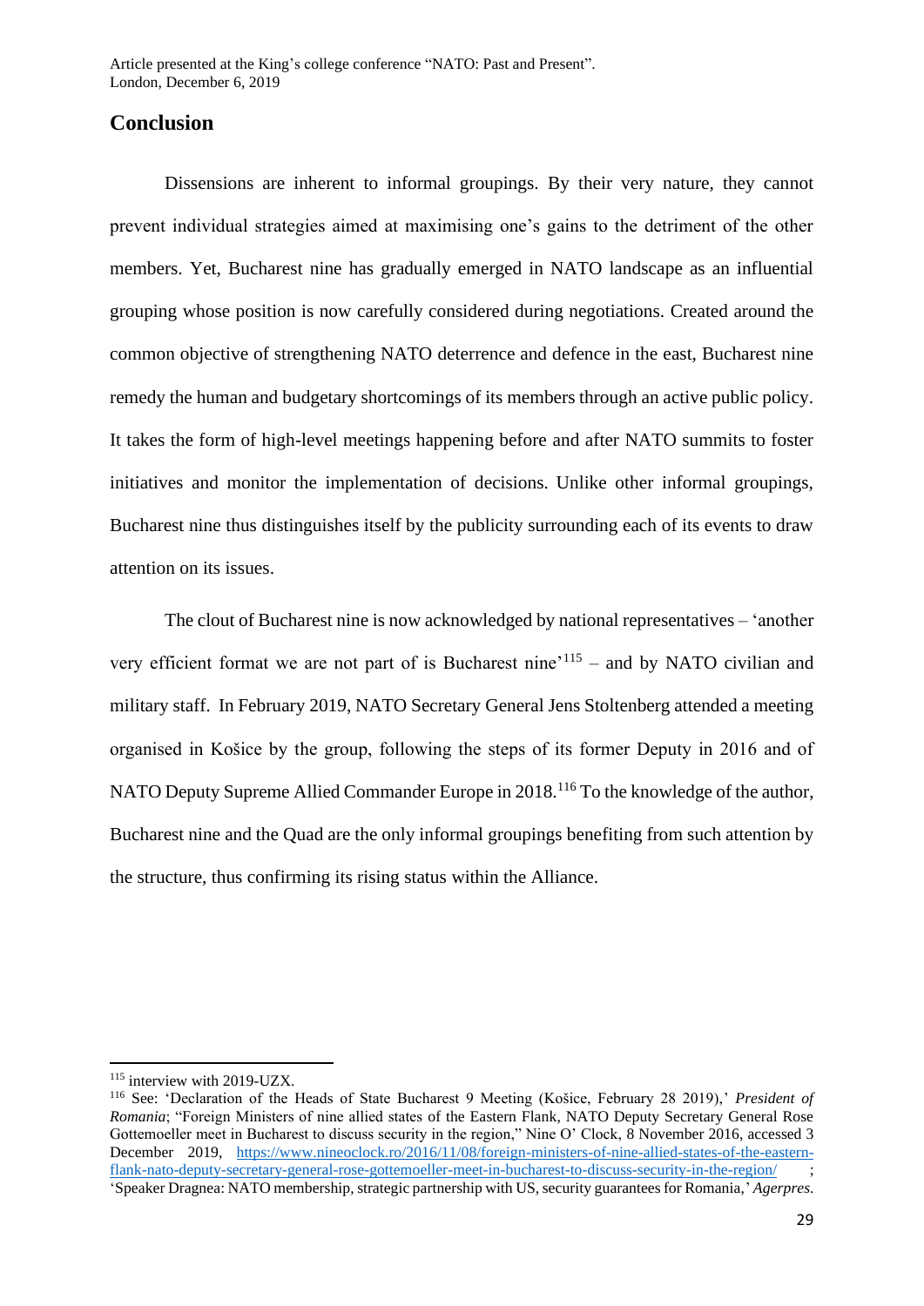## Conclusion

Dissensions are inherent to informal groupings. By their very nature, they cannot prevent individual strategies aimed at maximising one's gains to the detriment of the other members. Yet, Bucharest nine has gradually emerged in NATO landscape as an influential grouping whose position is now carefully considered during negotiations. Created around the common objective of strengthening NATO deterrence and defence in the east, Bucharest nine remedy the human and budgetary shortcomings of its members through an active public policy. It takes the form of high-level meetings happening before and after NATO summits to foster initiatives and monitor the implementation of decisions. Unlike other informal groupings, Bucharest nine thus distinguishes itself by the publicity surrounding each of its events to draw attention on its issues.

The clout of Bucharest nine is now acknowledged by national representatives – 'another very efficient format we are not part of is Bucharest nine'[115] – and by NATO civilian and military staff. In February 2019, NATO Secretary General Jens Stoltenberg attended a meeting organised in Košice by the group, following the steps of its former Deputy in 2016 and of NATO Deputy Supreme Allied Commander Europe in 2018.[116] To the knowledge of the author, Bucharest nine and the Quad are the only informal groupings benefiting from such attention by the structure, thus confirming its rising status within the Alliance.

---

[115] interview with 2019-UZX.

[116] See: 'Declaration of the Heads of State Bucharest 9 Meeting (Košice, February 28 2019),' *President of Romania*; "Foreign Ministers of nine allied states of the Eastern Flank, NATO Deputy Secretary General Rose Gottemoeller meet in Bucharest to discuss security in the region," Nine O' Clock, 8 November 2016, accessed 3 December 2019, https://www.nineoclock.ro/2016/11/08/foreign-ministers-of-nine-allied-states-of-the-eastern-flank-nato-deputy-secretary-general-rose-gottemoeller-meet-in-bucharest-to-discuss-security-in-the-region/ ; 'Speaker Dragnea: NATO membership, strategic partnership with US, security guarantees for Romania,' *Agerpres*.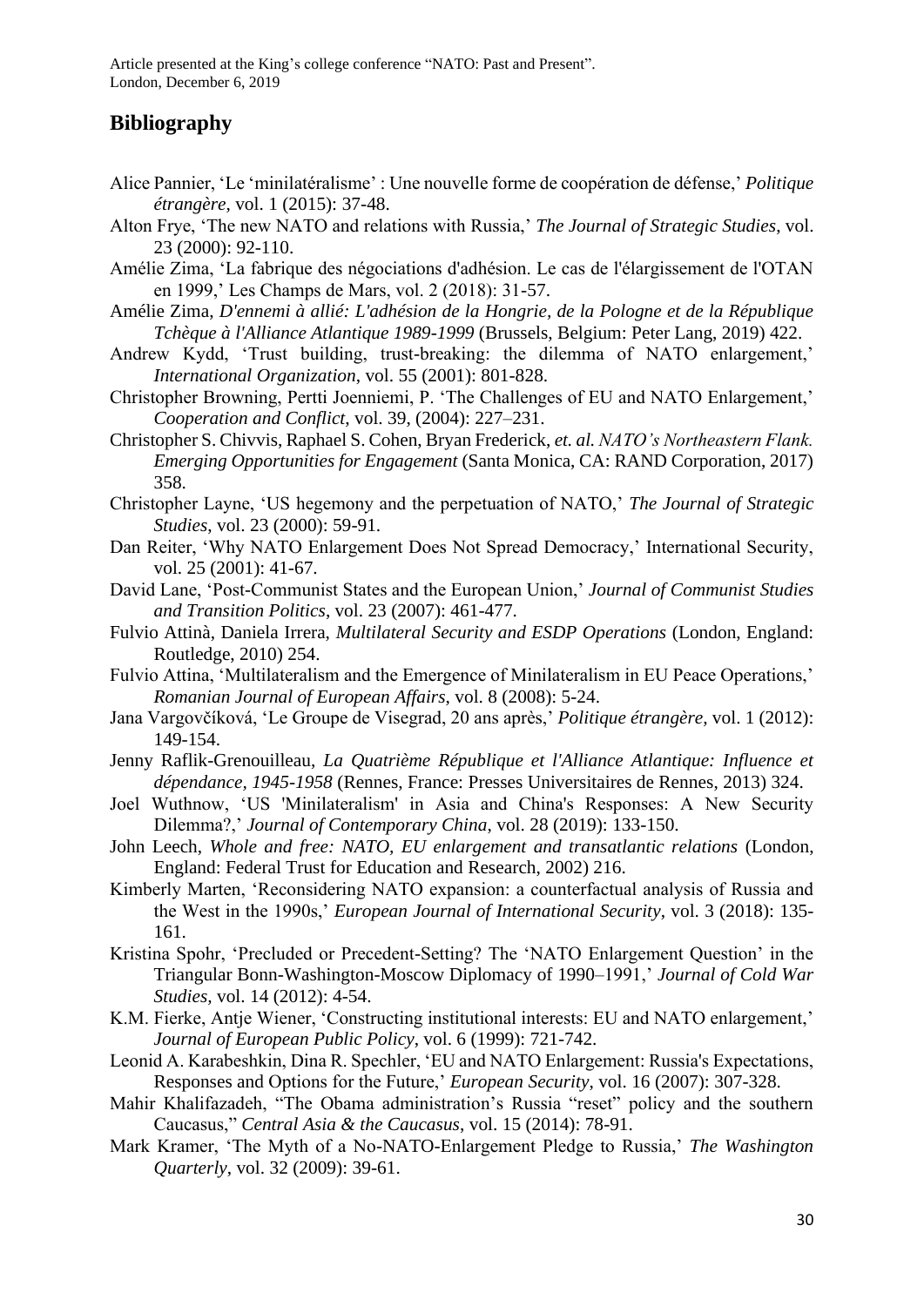## Bibliography

Alice Pannier, 'Le 'minilatéralisme' : Une nouvelle forme de coopération de défense,' *Politique étrangère*, vol. 1 (2015): 37-48.

Alton Frye, 'The new NATO and relations with Russia,' *The Journal of Strategic Studies*, vol. 23 (2000): 92-110.

Amélie Zima, 'La fabrique des négociations d'adhésion. Le cas de l'élargissement de l'OTAN en 1999,' Les Champs de Mars, vol. 2 (2018): 31-57.

Amélie Zima, *D'ennemi à allié: L'adhésion de la Hongrie, de la Pologne et de la République Tchèque à l'Alliance Atlantique 1989-1999* (Brussels, Belgium: Peter Lang, 2019) 422.

Andrew Kydd, 'Trust building, trust-breaking: the dilemma of NATO enlargement,' *International Organization*, vol. 55 (2001): 801-828.

Christopher Browning, Pertti Joenniemi, P. 'The Challenges of EU and NATO Enlargement,' *Cooperation and Conflict*, vol. 39, (2004): 227–231.

Christopher S. Chivvis, Raphael S. Cohen, Bryan Frederick, *et. al. NATO's Northeastern Flank. Emerging Opportunities for Engagement* (Santa Monica, CA: RAND Corporation, 2017) 358.

Christopher Layne, 'US hegemony and the perpetuation of NATO,' *The Journal of Strategic Studies*, vol. 23 (2000): 59-91.

Dan Reiter, 'Why NATO Enlargement Does Not Spread Democracy,' International Security, vol. 25 (2001): 41-67.

David Lane, 'Post-Communist States and the European Union,' *Journal of Communist Studies and Transition Politics*, vol. 23 (2007): 461-477.

Fulvio Attinà, Daniela Irrera, *Multilateral Security and ESDP Operations* (London, England: Routledge, 2010) 254.

Fulvio Attina, 'Multilateralism and the Emergence of Minilateralism in EU Peace Operations,' *Romanian Journal of European Affairs*, vol. 8 (2008): 5-24.

Jana Vargovčíková, 'Le Groupe de Visegrad, 20 ans après,' *Politique étrangère*, vol. 1 (2012): 149-154.

Jenny Raflik-Grenouilleau, *La Quatrième République et l'Alliance Atlantique: Influence et dépendance, 1945-1958* (Rennes, France: Presses Universitaires de Rennes, 2013) 324.

Joel Wuthnow, 'US 'Minilateralism' in Asia and China's Responses: A New Security Dilemma?,' *Journal of Contemporary China*, vol. 28 (2019): 133-150.

John Leech, *Whole and free: NATO, EU enlargement and transatlantic relations* (London, England: Federal Trust for Education and Research, 2002) 216.

Kimberly Marten, 'Reconsidering NATO expansion: a counterfactual analysis of Russia and the West in the 1990s,' *European Journal of International Security*, vol. 3 (2018): 135-161.

Kristina Spohr, 'Precluded or Precedent-Setting? The 'NATO Enlargement Question' in the Triangular Bonn-Washington-Moscow Diplomacy of 1990–1991,' *Journal of Cold War Studies,* vol. 14 (2012): 4-54.

K.M. Fierke, Antje Wiener, 'Constructing institutional interests: EU and NATO enlargement,' *Journal of European Public Policy*, vol. 6 (1999): 721-742.

Leonid A. Karabeshkin, Dina R. Spechler, 'EU and NATO Enlargement: Russia's Expectations, Responses and Options for the Future,' *European Security,* vol. 16 (2007): 307-328.

Mahir Khalifazadeh, "The Obama administration's Russia "reset" policy and the southern Caucasus," *Central Asia & the Caucasus*, vol. 15 (2014): 78-91.

Mark Kramer, 'The Myth of a No-NATO-Enlargement Pledge to Russia,' *The Washington Quarterly*, vol. 32 (2009): 39-61.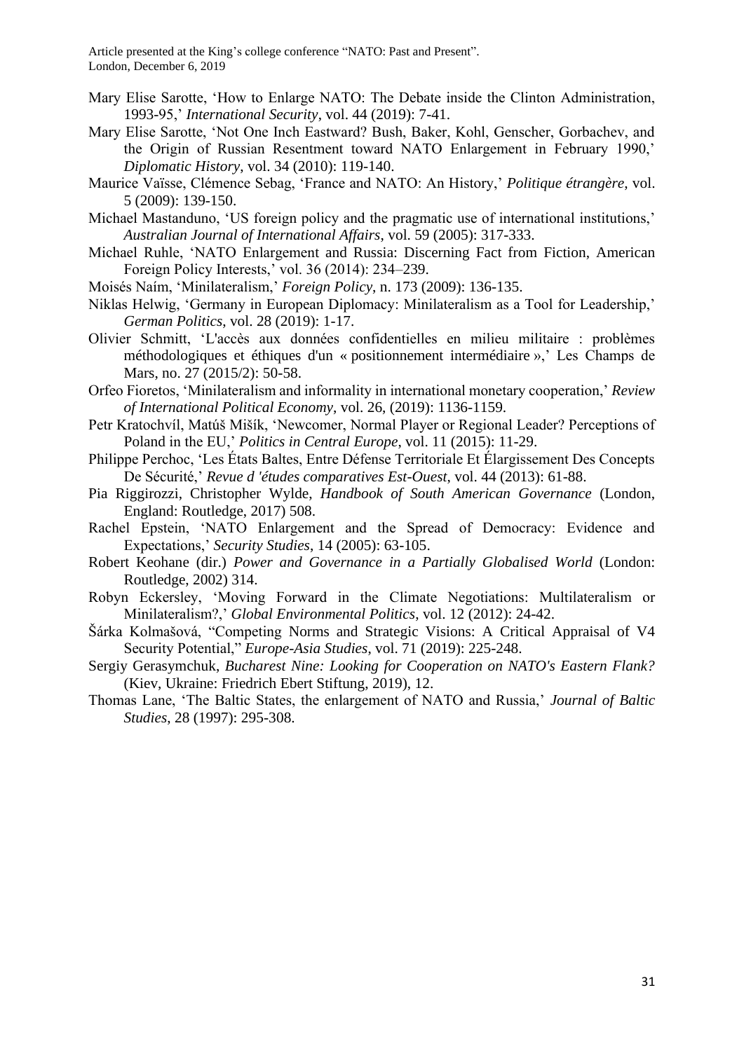Mary Elise Sarotte, 'How to Enlarge NATO: The Debate inside the Clinton Administration, 1993-95,' *International Security*, vol. 44 (2019): 7-41.

Mary Elise Sarotte, 'Not One Inch Eastward? Bush, Baker, Kohl, Genscher, Gorbachev, and the Origin of Russian Resentment toward NATO Enlargement in February 1990,' *Diplomatic History*, vol. 34 (2010): 119-140.

Maurice Vaïsse, Clémence Sebag, 'France and NATO: An History,' *Politique étrangère*, vol. 5 (2009): 139-150.

Michael Mastanduno, 'US foreign policy and the pragmatic use of international institutions,' *Australian Journal of International Affairs*, vol. 59 (2005): 317-333.

Michael Ruhle, 'NATO Enlargement and Russia: Discerning Fact from Fiction, American Foreign Policy Interests,' vol. 36 (2014): 234–239.

Moisés Naím, 'Minilateralism,' *Foreign Policy*, n. 173 (2009): 136-135.

Niklas Helwig, 'Germany in European Diplomacy: Minilateralism as a Tool for Leadership,' *German Politics*, vol. 28 (2019): 1-17.

Olivier Schmitt, 'L'accès aux données confidentielles en milieu militaire : problèmes méthodologiques et éthiques d'un « positionnement intermédiaire »,' Les Champs de Mars, no. 27 (2015/2): 50-58.

Orfeo Fioretos, 'Minilateralism and informality in international monetary cooperation,' *Review of International Political Economy*, vol. 26, (2019): 1136-1159.

Petr Kratochvíl, Matúš Mišík, 'Newcomer, Normal Player or Regional Leader? Perceptions of Poland in the EU,' *Politics in Central Europe*, vol. 11 (2015): 11-29.

Philippe Perchoc, 'Les États Baltes, Entre Défense Territoriale Et Élargissement Des Concepts De Sécurité,' *Revue d 'études comparatives Est-Ouest*, vol. 44 (2013): 61-88.

Pia Riggirozzi, Christopher Wylde, *Handbook of South American Governance* (London, England: Routledge, 2017) 508.

Rachel Epstein, 'NATO Enlargement and the Spread of Democracy: Evidence and Expectations,' *Security Studies*, 14 (2005): 63-105.

Robert Keohane (dir.) *Power and Governance in a Partially Globalised World* (London: Routledge, 2002) 314.

Robyn Eckersley, 'Moving Forward in the Climate Negotiations: Multilateralism or Minilateralism?,' *Global Environmental Politics*, vol. 12 (2012): 24-42.

Šárka Kolmašová, "Competing Norms and Strategic Visions: A Critical Appraisal of V4 Security Potential," *Europe-Asia Studies*, vol. 71 (2019): 225-248.

Sergiy Gerasymchuk, *Bucharest Nine: Looking for Cooperation on NATO's Eastern Flank?* (Kiev, Ukraine: Friedrich Ebert Stiftung, 2019), 12.

Thomas Lane, 'The Baltic States, the enlargement of NATO and Russia,' *Journal of Baltic Studies*, 28 (1997): 295-308.